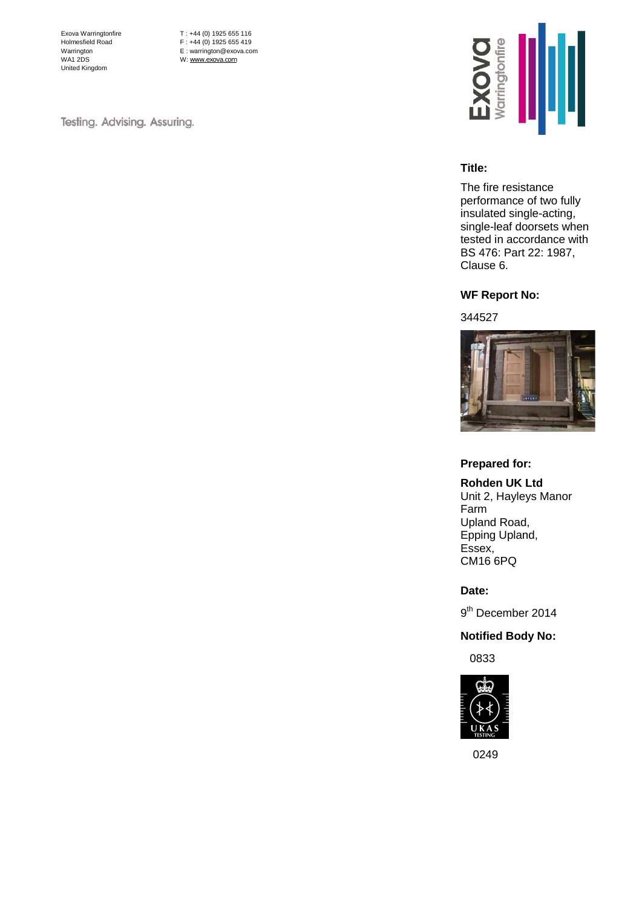Exova Warringtonfire
Holmesfield Road
Warrington
WA1 2DS
United Kingdom

T : +44 (0) 1925 655 116
F : +44 (0) 1925 655 419
E : warrington@exova.com
W: www.exova.com

Testing. Advising. Assuring.

**Title:**

The fire resistance performance of two fully insulated single-acting, single-leaf doorsets when tested in accordance with BS 476: Part 22: 1987, Clause 6.

**WF Report No:**

344527

**Prepared for:**

**Rohden UK Ltd**
Unit 2, Hayleys Manor Farm
Upland Road,
Epping Upland,
Essex,
CM16 6PQ

**Date:**

9th December 2014

**Notified Body No:**

0833

0249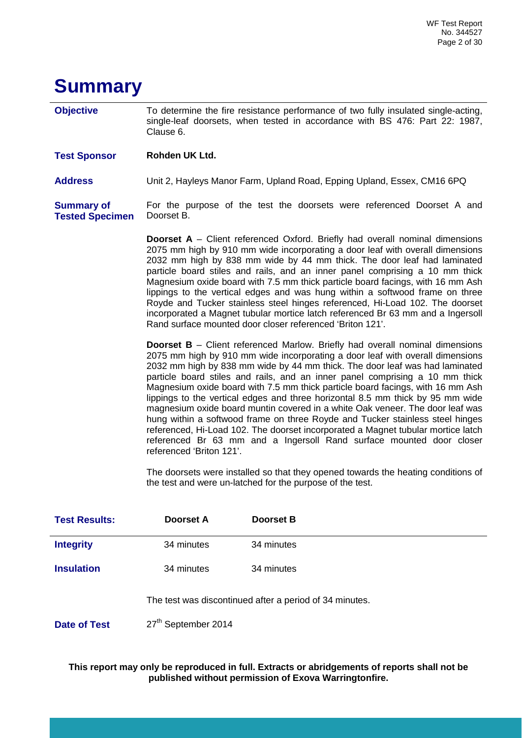# Summary

**Objective** To determine the fire resistance performance of two fully insulated single-acting, single-leaf doorsets, when tested in accordance with BS 476: Part 22: 1987, Clause 6.

**Test Sponsor** **Rohden UK Ltd.**

**Address** Unit 2, Hayleys Manor Farm, Upland Road, Epping Upland, Essex, CM16 6PQ

**Summary of Tested Specimen**

For the purpose of the test the doorsets were referenced Doorset A and Doorset B.

**Doorset A** – Client referenced Oxford. Briefly had overall nominal dimensions 2075 mm high by 910 mm wide incorporating a door leaf with overall dimensions 2032 mm high by 838 mm wide by 44 mm thick. The door leaf had laminated particle board stiles and rails, and an inner panel comprising a 10 mm thick Magnesium oxide board with 7.5 mm thick particle board facings, with 16 mm Ash lippings to the vertical edges and was hung within a softwood frame on three Royde and Tucker stainless steel hinges referenced, Hi-Load 102. The doorset incorporated a Magnet tubular mortice latch referenced Br 63 mm and a Ingersoll Rand surface mounted door closer referenced 'Briton 121'.

**Doorset B** – Client referenced Marlow. Briefly had overall nominal dimensions 2075 mm high by 910 mm wide incorporating a door leaf with overall dimensions 2032 mm high by 838 mm wide by 44 mm thick. The door leaf was had laminated particle board stiles and rails, and an inner panel comprising a 10 mm thick Magnesium oxide board with 7.5 mm thick particle board facings, with 16 mm Ash lippings to the vertical edges and three horizontal 8.5 mm thick by 95 mm wide magnesium oxide board muntin covered in a white Oak veneer. The door leaf was hung within a softwood frame on three Royde and Tucker stainless steel hinges referenced, Hi-Load 102. The doorset incorporated a Magnet tubular mortice latch referenced Br 63 mm and a Ingersoll Rand surface mounted door closer referenced 'Briton 121'.

The doorsets were installed so that they opened towards the heating conditions of the test and were un-latched for the purpose of the test.

| **Test Results:** | **Doorset A** | **Doorset B** |
|---|---|---|
| **Integrity** | 34 minutes | 34 minutes |
| **Insulation** | 34 minutes | 34 minutes |

The test was discontinued after a period of 34 minutes.

**Date of Test** 27th September 2014

**This report may only be reproduced in full. Extracts or abridgements of reports shall not be published without permission of Exova Warringtonfire.**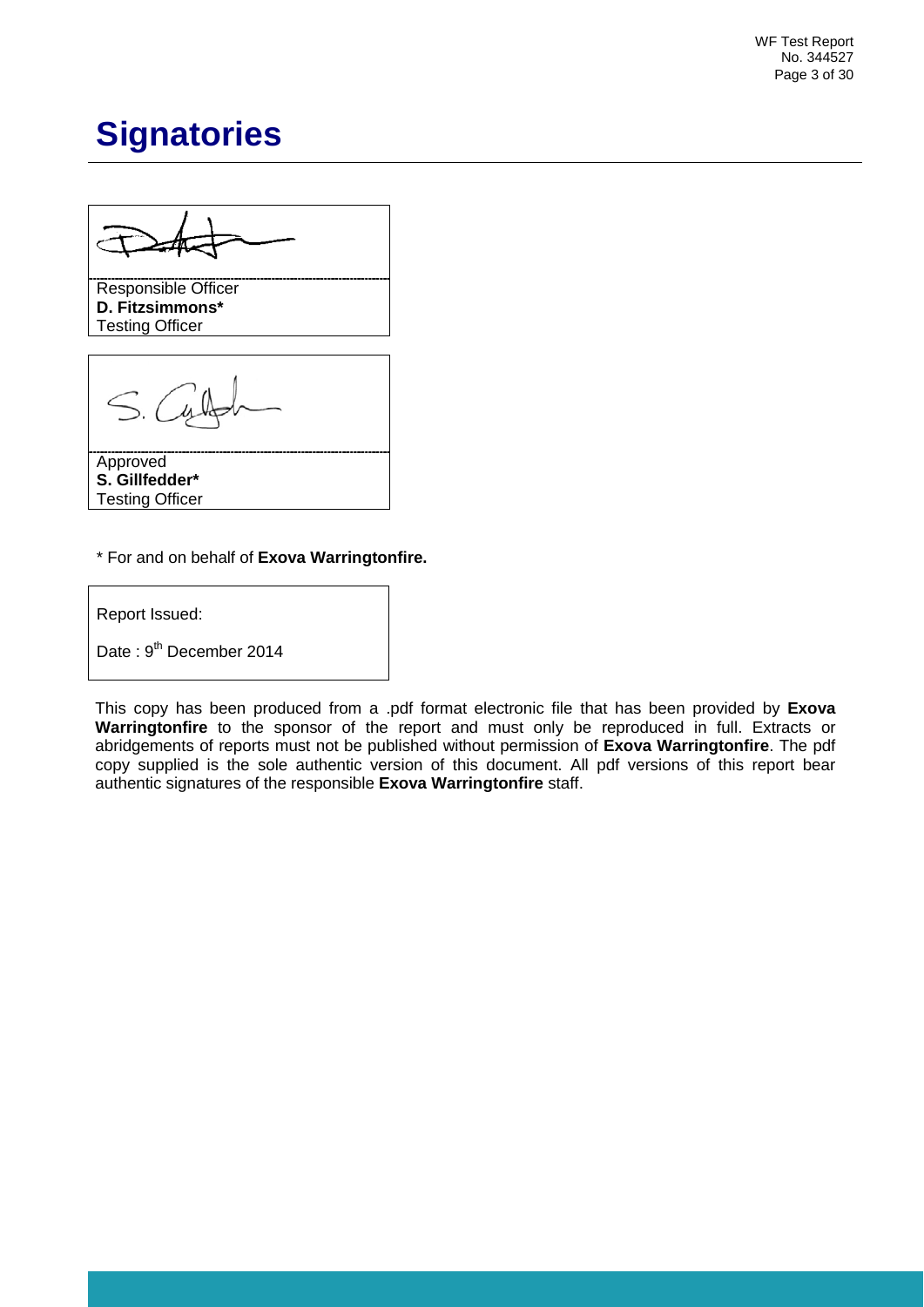# Signatories

Responsible Officer
**D. Fitzsimmons***
Testing Officer

Approved
**S. Gillfedder***
Testing Officer

* For and on behalf of **Exova Warringtonfire.**

Report Issued:

Date : 9th December 2014

This copy has been produced from a .pdf format electronic file that has been provided by **Exova Warringtonfire** to the sponsor of the report and must only be reproduced in full. Extracts or abridgements of reports must not be published without permission of **Exova Warringtonfire**. The pdf copy supplied is the sole authentic version of this document. All pdf versions of this report bear authentic signatures of the responsible **Exova Warringtonfire** staff.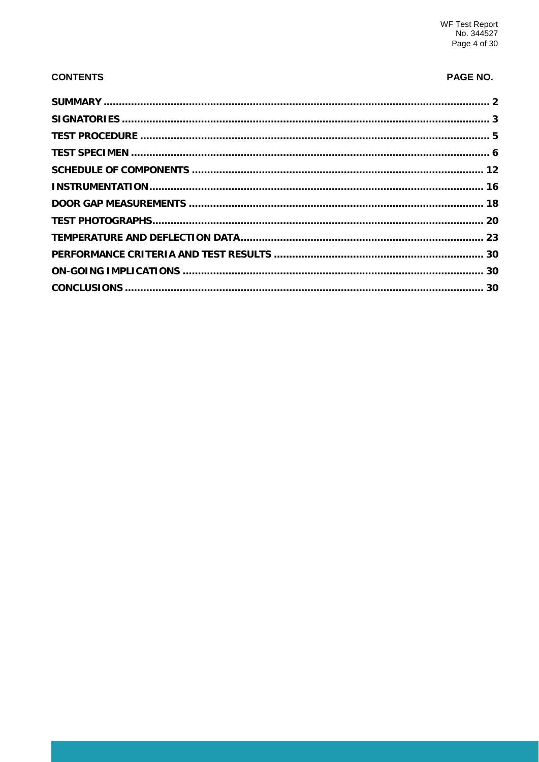| CONTENTS | PAGE NO. |
| --- | --- |
| **SUMMARY** | **2** |
| **SIGNATORIES** | **3** |
| **TEST PROCEDURE** | **5** |
| **TEST SPECIMEN** | **6** |
| **SCHEDULE OF COMPONENTS** | **12** |
| **INSTRUMENTATION** | **16** |
| **DOOR GAP MEASUREMENTS** | **18** |
| **TEST PHOTOGRAPHS** | **20** |
| **TEMPERATURE AND DEFLECTION DATA** | **23** |
| **PERFORMANCE CRITERIA AND TEST RESULTS** | **30** |
| **ON-GOING IMPLICATIONS** | **30** |
| **CONCLUSIONS** | **30** |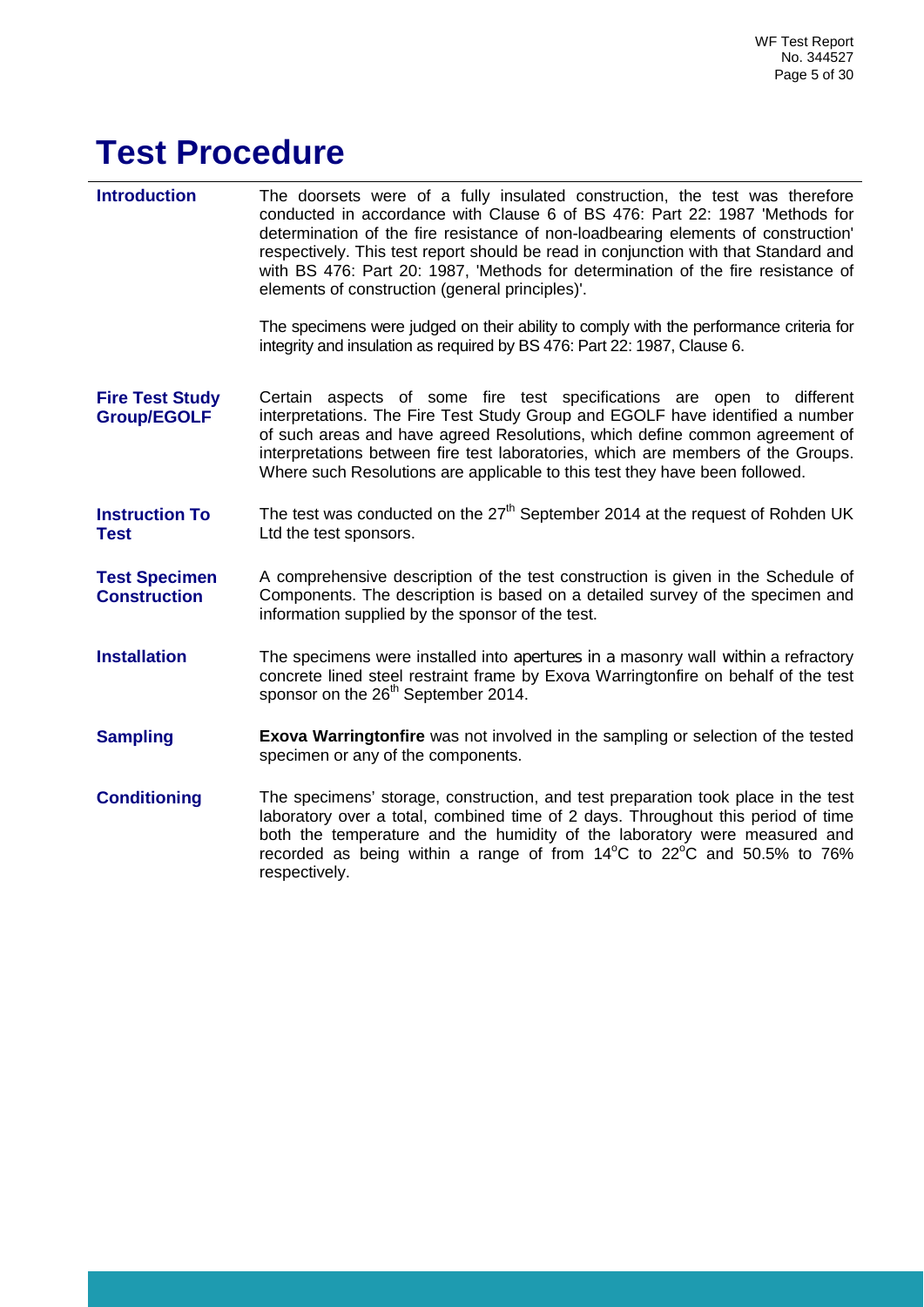# Test Procedure

**Introduction**

The doorsets were of a fully insulated construction, the test was therefore conducted in accordance with Clause 6 of BS 476: Part 22: 1987 'Methods for determination of the fire resistance of non-loadbearing elements of construction' respectively. This test report should be read in conjunction with that Standard and with BS 476: Part 20: 1987, 'Methods for determination of the fire resistance of elements of construction (general principles)'.

The specimens were judged on their ability to comply with the performance criteria for integrity and insulation as required by BS 476: Part 22: 1987, Clause 6.

**Fire Test Study Group/EGOLF**

Certain aspects of some fire test specifications are open to different interpretations. The Fire Test Study Group and EGOLF have identified a number of such areas and have agreed Resolutions, which define common agreement of interpretations between fire test laboratories, which are members of the Groups. Where such Resolutions are applicable to this test they have been followed.

**Instruction To Test**

The test was conducted on the 27th September 2014 at the request of Rohden UK Ltd the test sponsors.

**Test Specimen Construction**

A comprehensive description of the test construction is given in the Schedule of Components. The description is based on a detailed survey of the specimen and information supplied by the sponsor of the test.

**Installation**

The specimens were installed into apertures in a masonry wall within a refractory concrete lined steel restraint frame by Exova Warringtonfire on behalf of the test sponsor on the 26th September 2014.

**Sampling**

**Exova Warringtonfire** was not involved in the sampling or selection of the tested specimen or any of the components.

**Conditioning**

The specimens' storage, construction, and test preparation took place in the test laboratory over a total, combined time of 2 days. Throughout this period of time both the temperature and the humidity of the laboratory were measured and recorded as being within a range of from $14^{o}C$ to $22^{o}C$ and 50.5% to 76% respectively.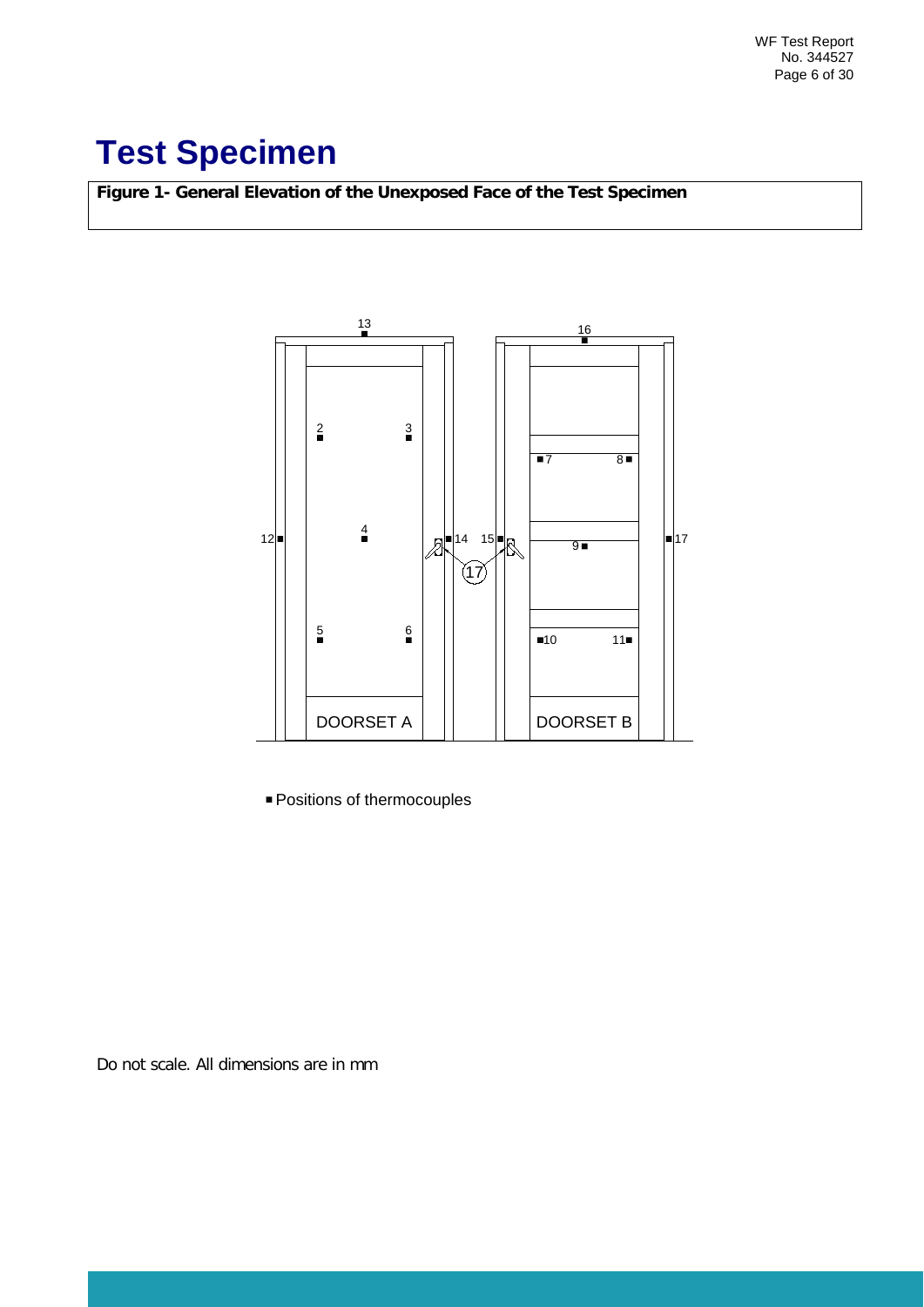# Test Specimen

**Figure 1- General Elevation of the Unexposed Face of the Test Specimen**

DOORSET A

DOORSET B

■ Positions of thermocouples

Do not scale. All dimensions are in mm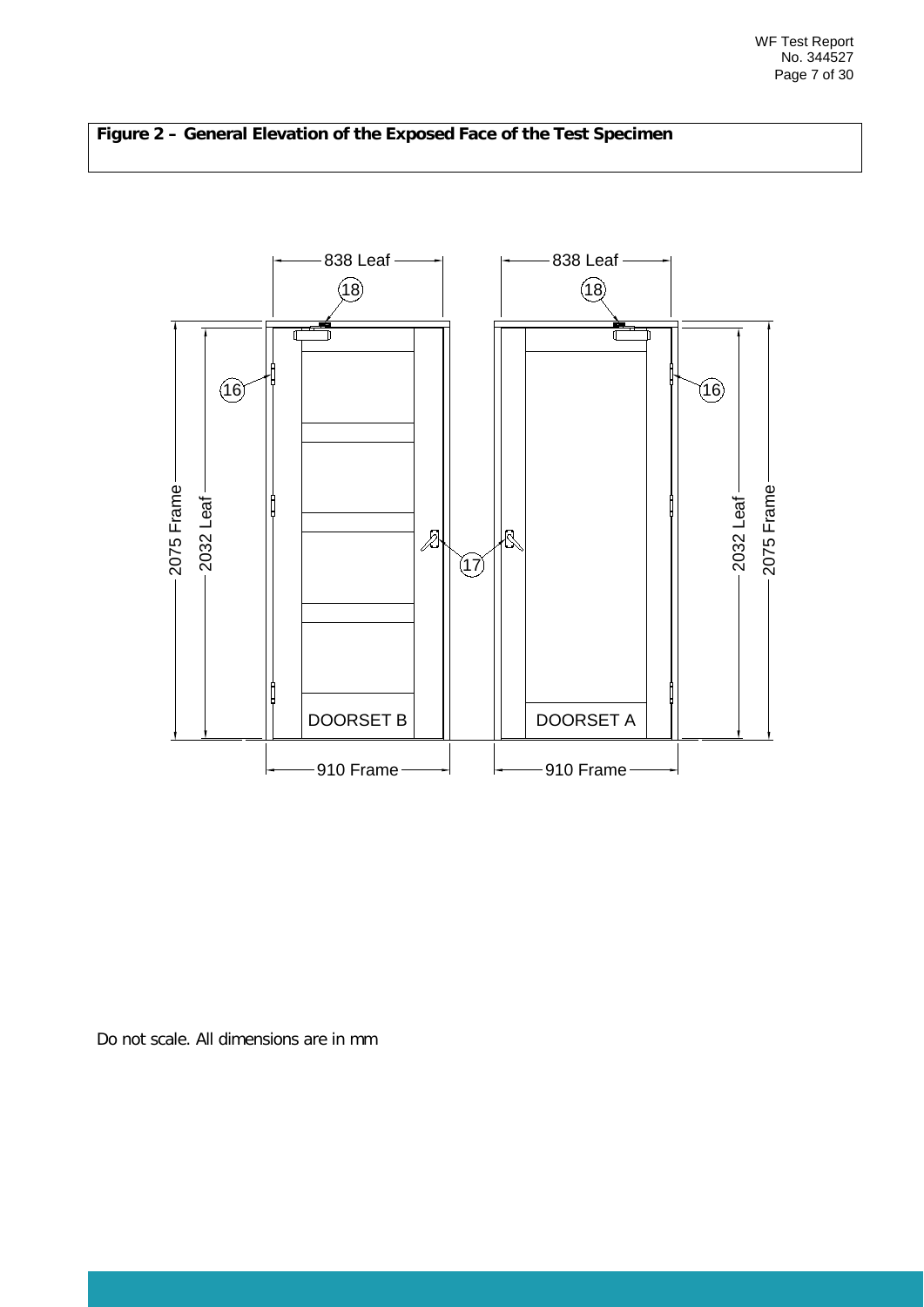**Figure 2 – General Elevation of the Exposed Face of the Test Specimen**

Do not scale. All dimensions are in mm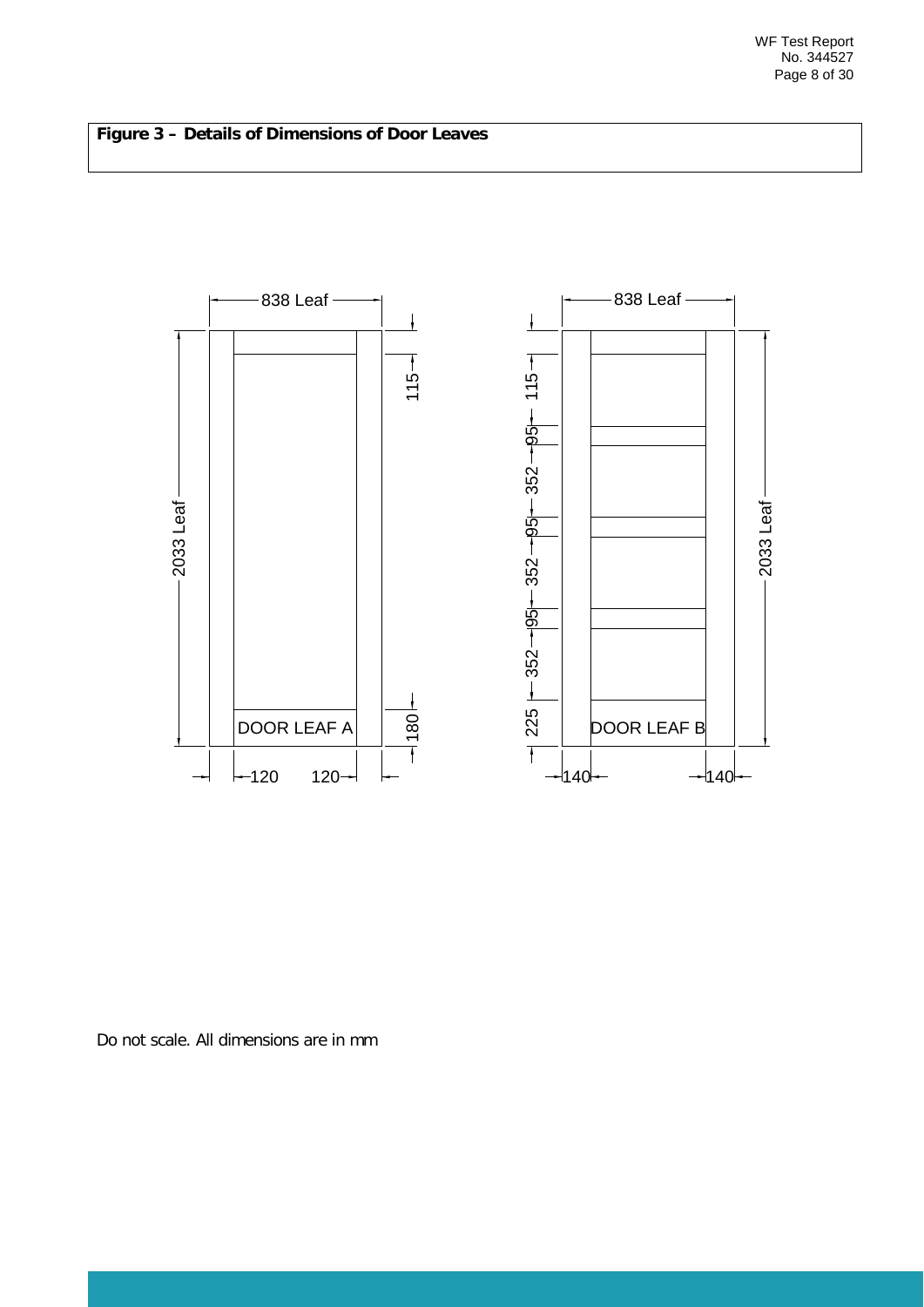**Figure 3 – Details of Dimensions of Door Leaves**

Do not scale. All dimensions are in mm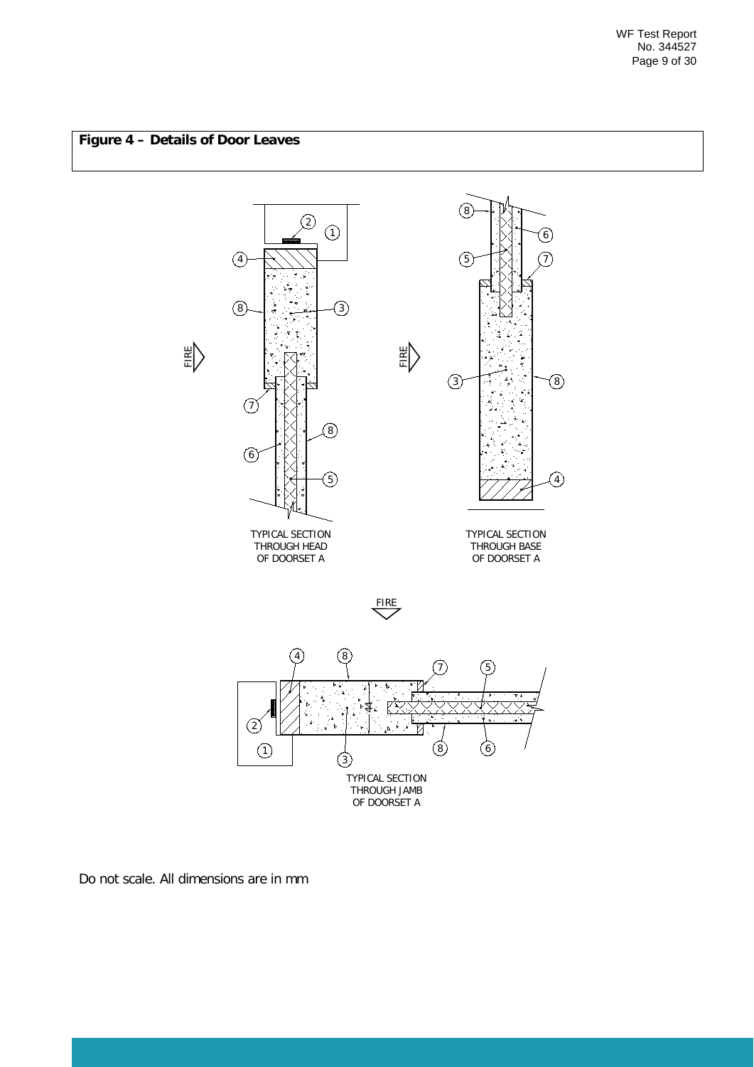**Figure 4 – Details of Door Leaves**

Do not scale. All dimensions are in mm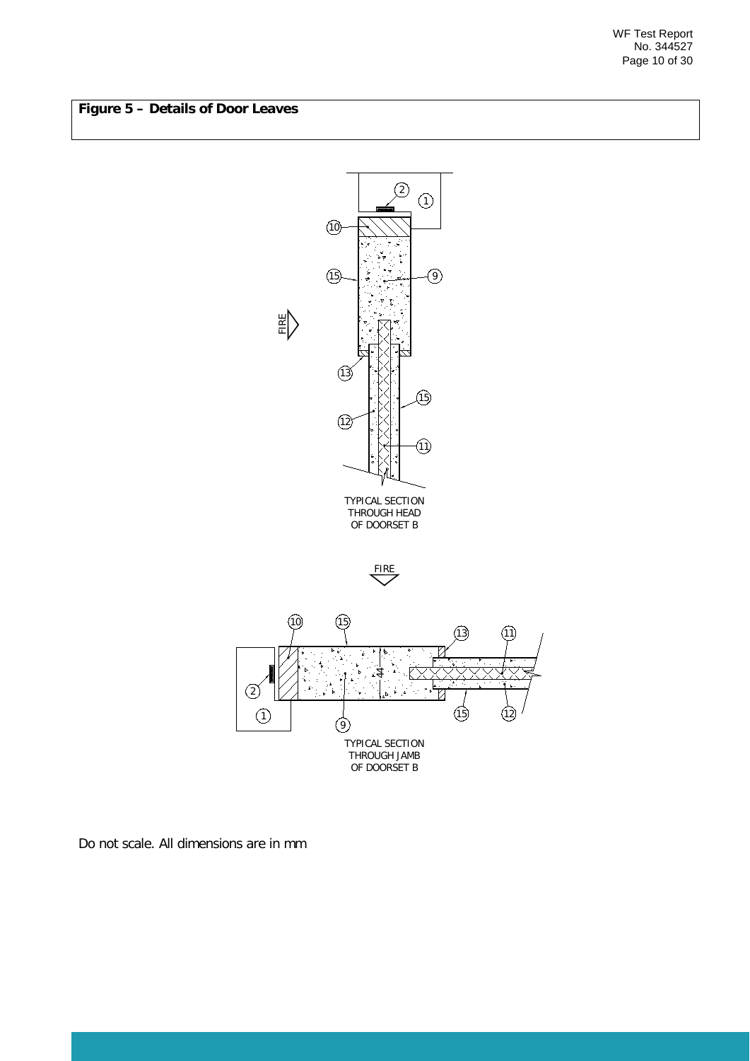**Figure 5 – Details of Door Leaves**

TYPICAL SECTION THROUGH HEAD OF DOORSET B

TYPICAL SECTION THROUGH JAMB OF DOORSET B

Do not scale. All dimensions are in mm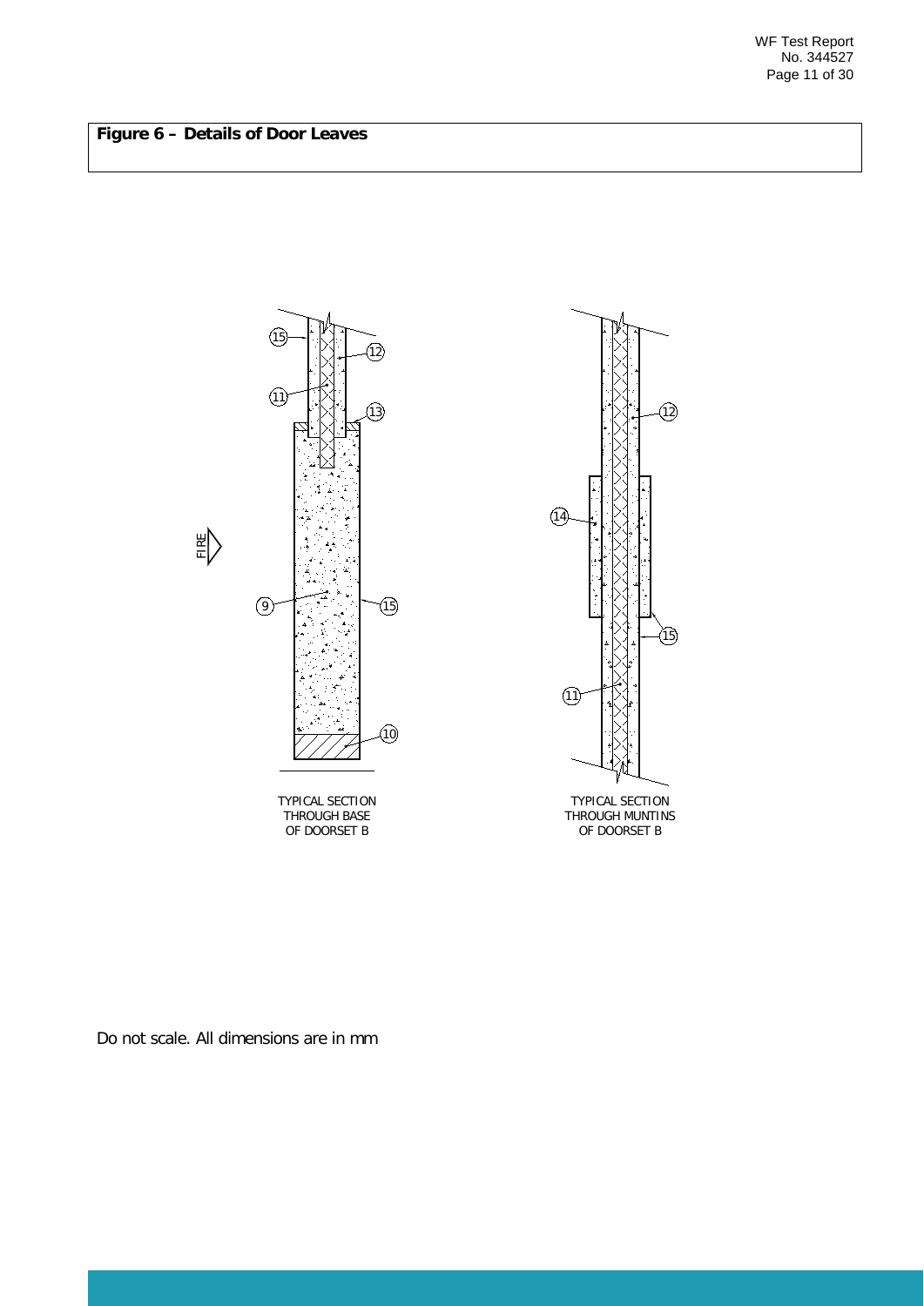**Figure 6 – Details of Door Leaves**

FIRE

TYPICAL SECTION THROUGH BASE OF DOORSET B

TYPICAL SECTION THROUGH MUNTINS OF DOORSET B

Do not scale. All dimensions are in mm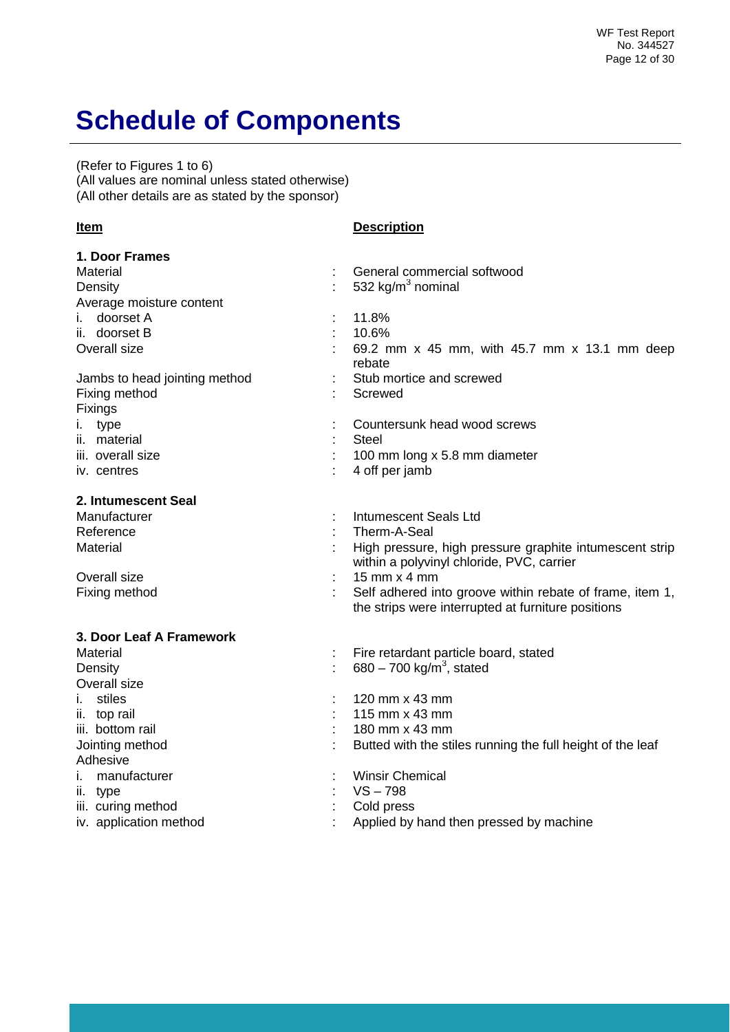# Schedule of Components

(Refer to Figures 1 to 6)
(All values are nominal unless stated otherwise)
(All other details are as stated by the sponsor)

| Item | | Description |
|---|---|---|
| **1. Door Frames** | | |
| Material | : | General commercial softwood |
| Density | : | 532 kg/m$^3$ nominal |
| Average moisture content | | |
| i. doorset A | : | 11.8% |
| ii. doorset B | : | 10.6% |
| Overall size | : | 69.2 mm x 45 mm, with 45.7 mm x 13.1 mm deep rebate |
| Jambs to head jointing method | : | Stub mortice and screwed |
| Fixing method | : | Screwed |
| Fixings | | |
| i. type | : | Countersunk head wood screws |
| ii. material | : | Steel |
| iii. overall size | : | 100 mm long x 5.8 mm diameter |
| iv. centres | : | 4 off per jamb |
| **2. Intumescent Seal** | | |
| Manufacturer | : | Intumescent Seals Ltd |
| Reference | : | Therm-A-Seal |
| Material | : | High pressure, high pressure graphite intumescent strip within a polyvinyl chloride, PVC, carrier |
| Overall size | : | 15 mm x 4 mm |
| Fixing method | : | Self adhered into groove within rebate of frame, item 1, the strips were interrupted at furniture positions |
| **3. Door Leaf A Framework** | | |
| Material | : | Fire retardant particle board, stated |
| Density | : | 680 – 700 kg/m$^3$, stated |
| Overall size | | |
| i. stiles | : | 120 mm x 43 mm |
| ii. top rail | : | 115 mm x 43 mm |
| iii. bottom rail | : | 180 mm x 43 mm |
| Jointing method | : | Butted with the stiles running the full height of the leaf |
| Adhesive | | |
| i. manufacturer | : | Winsir Chemical |
| ii. type | : | VS – 798 |
| iii. curing method | : | Cold press |
| iv. application method | : | Applied by hand then pressed by machine |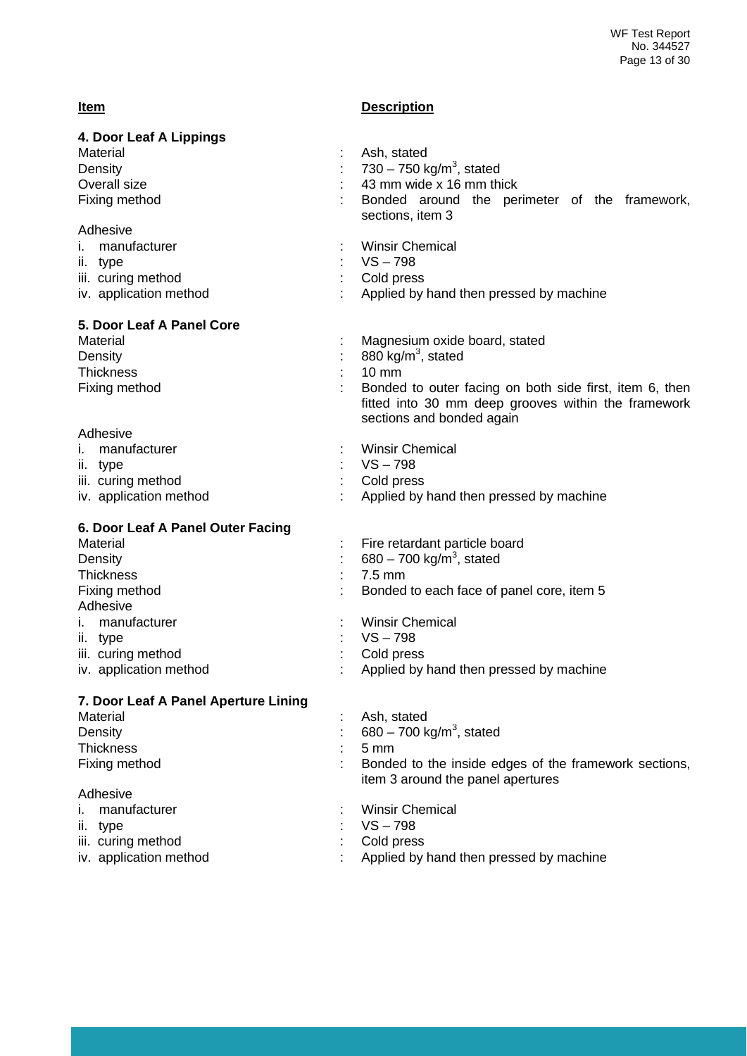| Item | | Description |
|---|---|---|
| **4. Door Leaf A Lippings** | | |
| Material | : | Ash, stated |
| Density | : | 730 – 750 kg/$m^3$, stated |
| Overall size | : | 43 mm wide x 16 mm thick |
| Fixing method | : | Bonded around the perimeter of the framework, sections, item 3 |
| Adhesive | | |
| i. manufacturer | : | Winsir Chemical |
| ii. type | : | VS – 798 |
| iii. curing method | : | Cold press |
| iv. application method | : | Applied by hand then pressed by machine |
| **5. Door Leaf A Panel Core** | | |
| Material | : | Magnesium oxide board, stated |
| Density | : | 880 kg/$m^3$, stated |
| Thickness | : | 10 mm |
| Fixing method | : | Bonded to outer facing on both side first, item 6, then fitted into 30 mm deep grooves within the framework sections and bonded again |
| Adhesive | | |
| i. manufacturer | : | Winsir Chemical |
| ii. type | : | VS – 798 |
| iii. curing method | : | Cold press |
| iv. application method | : | Applied by hand then pressed by machine |
| **6. Door Leaf A Panel Outer Facing** | | |
| Material | : | Fire retardant particle board |
| Density | : | 680 – 700 kg/$m^3$, stated |
| Thickness | : | 7.5 mm |
| Fixing method | : | Bonded to each face of panel core, item 5 |
| Adhesive | | |
| i. manufacturer | : | Winsir Chemical |
| ii. type | : | VS – 798 |
| iii. curing method | : | Cold press |
| iv. application method | : | Applied by hand then pressed by machine |
| **7. Door Leaf A Panel Aperture Lining** | | |
| Material | : | Ash, stated |
| Density | : | 680 – 700 kg/$m^3$, stated |
| Thickness | : | 5 mm |
| Fixing method | : | Bonded to the inside edges of the framework sections, item 3 around the panel apertures |
| Adhesive | | |
| i. manufacturer | : | Winsir Chemical |
| ii. type | : | VS – 798 |
| iii. curing method | : | Cold press |
| iv. application method | : | Applied by hand then pressed by machine |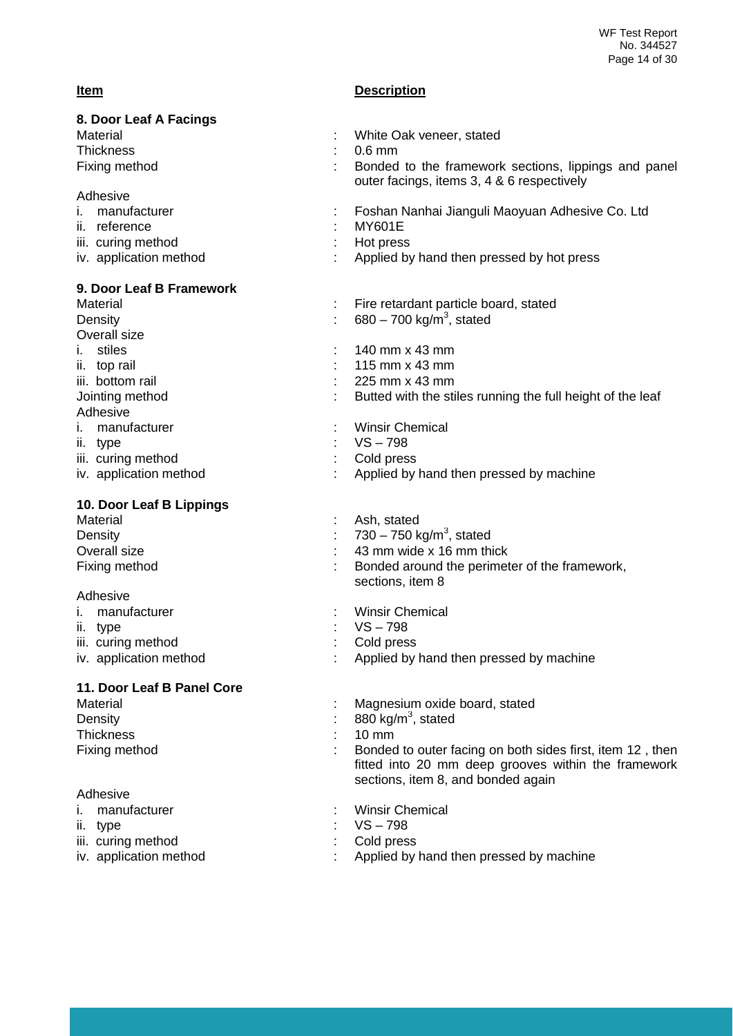| Item | | Description |
|---|---|---|
| **8. Door Leaf A Facings** | | |
| Material | : | White Oak veneer, stated |
| Thickness | : | 0.6 mm |
| Fixing method | : | Bonded to the framework sections, lippings and panel outer facings, items 3, 4 & 6 respectively |
| Adhesive | | |
| i. manufacturer | : | Foshan Nanhai Jianguli Maoyuan Adhesive Co. Ltd |
| ii. reference | : | MY601E |
| iii. curing method | : | Hot press |
| iv. application method | : | Applied by hand then pressed by hot press |
| **9. Door Leaf B Framework** | | |
| Material | : | Fire retardant particle board, stated |
| Density | : | 680 – 700 kg/m$^3$, stated |
| Overall size | | |
| i. stiles | : | 140 mm x 43 mm |
| ii. top rail | : | 115 mm x 43 mm |
| iii. bottom rail | : | 225 mm x 43 mm |
| Jointing method | : | Butted with the stiles running the full height of the leaf |
| Adhesive | | |
| i. manufacturer | : | Winsir Chemical |
| ii. type | : | VS – 798 |
| iii. curing method | : | Cold press |
| iv. application method | : | Applied by hand then pressed by machine |
| **10. Door Leaf B Lippings** | | |
| Material | : | Ash, stated |
| Density | : | 730 – 750 kg/m$^3$, stated |
| Overall size | : | 43 mm wide x 16 mm thick |
| Fixing method | : | Bonded around the perimeter of the framework, sections, item 8 |
| Adhesive | | |
| i. manufacturer | : | Winsir Chemical |
| ii. type | : | VS – 798 |
| iii. curing method | : | Cold press |
| iv. application method | : | Applied by hand then pressed by machine |
| **11. Door Leaf B Panel Core** | | |
| Material | : | Magnesium oxide board, stated |
| Density | : | 880 kg/m$^3$, stated |
| Thickness | : | 10 mm |
| Fixing method | : | Bonded to outer facing on both sides first, item 12 , then fitted into 20 mm deep grooves within the framework sections, item 8, and bonded again |
| Adhesive | | |
| i. manufacturer | : | Winsir Chemical |
| ii. type | : | VS – 798 |
| iii. curing method | : | Cold press |
| iv. application method | : | Applied by hand then pressed by machine |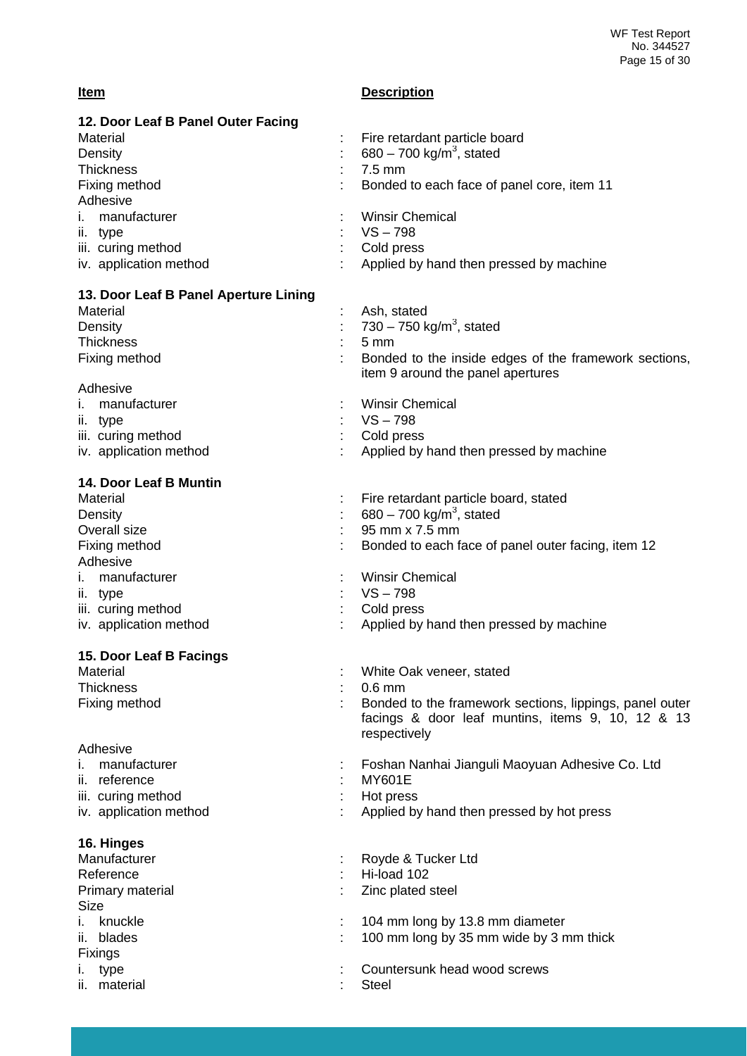| **Item** | | **Description** |
|---|---|---|
| **12. Door Leaf B Panel Outer Facing** | | |
| Material | : | Fire retardant particle board |
| Density | : | 680 – 700 kg/m$^3$, stated |
| Thickness | : | 7.5 mm |
| Fixing method | : | Bonded to each face of panel core, item 11 |
| Adhesive | | |
| i. manufacturer | : | Winsir Chemical |
| ii. type | : | VS – 798 |
| iii. curing method | : | Cold press |
| iv. application method | : | Applied by hand then pressed by machine |
| **13. Door Leaf B Panel Aperture Lining** | | |
| Material | : | Ash, stated |
| Density | : | 730 – 750 kg/m$^3$, stated |
| Thickness | : | 5 mm |
| Fixing method | : | Bonded to the inside edges of the framework sections, item 9 around the panel apertures |
| Adhesive | | |
| i. manufacturer | : | Winsir Chemical |
| ii. type | : | VS – 798 |
| iii. curing method | : | Cold press |
| iv. application method | : | Applied by hand then pressed by machine |
| **14. Door Leaf B Muntin** | | |
| Material | : | Fire retardant particle board, stated |
| Density | : | 680 – 700 kg/m$^3$, stated |
| Overall size | : | 95 mm x 7.5 mm |
| Fixing method | : | Bonded to each face of panel outer facing, item 12 |
| Adhesive | | |
| i. manufacturer | : | Winsir Chemical |
| ii. type | : | VS – 798 |
| iii. curing method | : | Cold press |
| iv. application method | : | Applied by hand then pressed by machine |
| **15. Door Leaf B Facings** | | |
| Material | : | White Oak veneer, stated |
| Thickness | : | 0.6 mm |
| Fixing method | : | Bonded to the framework sections, lippings, panel outer facings & door leaf muntins, items 9, 10, 12 & 13 respectively |
| Adhesive | | |
| i. manufacturer | : | Foshan Nanhai Jianguli Maoyuan Adhesive Co. Ltd |
| ii. reference | : | MY601E |
| iii. curing method | : | Hot press |
| iv. application method | : | Applied by hand then pressed by hot press |
| **16. Hinges** | | |
| Manufacturer | : | Royde & Tucker Ltd |
| Reference | : | Hi-load 102 |
| Primary material | : | Zinc plated steel |
| Size | | |
| i. knuckle | : | 104 mm long by 13.8 mm diameter |
| ii. blades | : | 100 mm long by 35 mm wide by 3 mm thick |
| Fixings | | |
| i. type | : | Countersunk head wood screws |
| ii. material | : | Steel |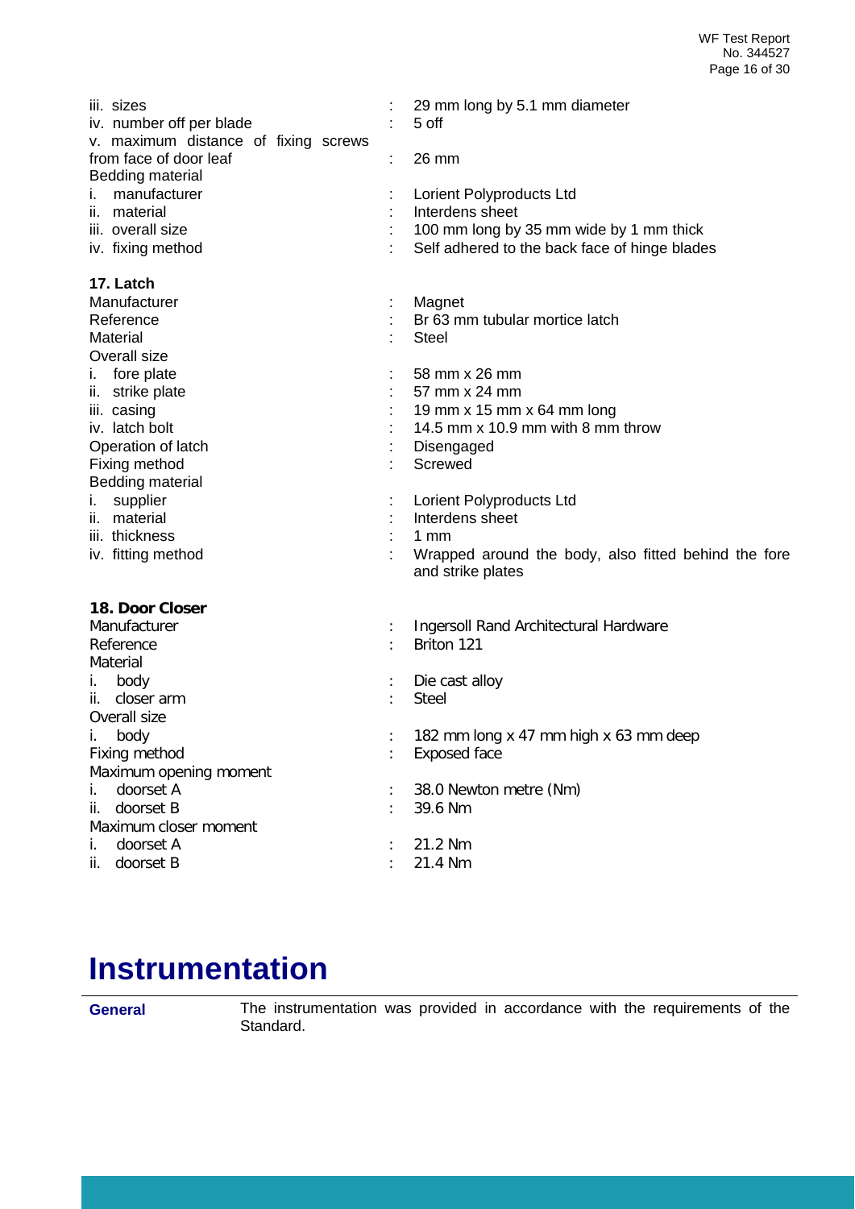iii. sizes : 29 mm long by 5.1 mm diameter
iv. number off per blade : 5 off
v. maximum distance of fixing screws from face of door leaf : 26 mm

Bedding material
i. manufacturer : Lorient Polyproducts Ltd
ii. material : Interdens sheet
iii. overall size : 100 mm long by 35 mm wide by 1 mm thick
iv. fixing method : Self adhered to the back face of hinge blades

**17. Latch**

Manufacturer : Magnet
Reference : Br 63 mm tubular mortice latch
Material : Steel

Overall size
i. fore plate : 58 mm x 26 mm
ii. strike plate : 57 mm x 24 mm
iii. casing : 19 mm x 15 mm x 64 mm long
iv. latch bolt : 14.5 mm x 10.9 mm with 8 mm throw

Operation of latch : Disengaged
Fixing method : Screwed

Bedding material
i. supplier : Lorient Polyproducts Ltd
ii. material : Interdens sheet
iii. thickness : 1 mm
iv. fitting method : Wrapped around the body, also fitted behind the fore and strike plates

**18. Door Closer**

Manufacturer : Ingersoll Rand Architectural Hardware
Reference : Briton 121

Material
i. body : Die cast alloy
ii. closer arm : Steel

Overall size
i. body : 182 mm long x 47 mm high x 63 mm deep

Fixing method : Exposed face

Maximum opening moment
i. doorset A : 38.0 Newton metre (Nm)
ii. doorset B : 39.6 Nm

Maximum closer moment
i. doorset A : 21.2 Nm
ii. doorset B : 21.4 Nm

# Instrumentation

**General** The instrumentation was provided in accordance with the requirements of the Standard.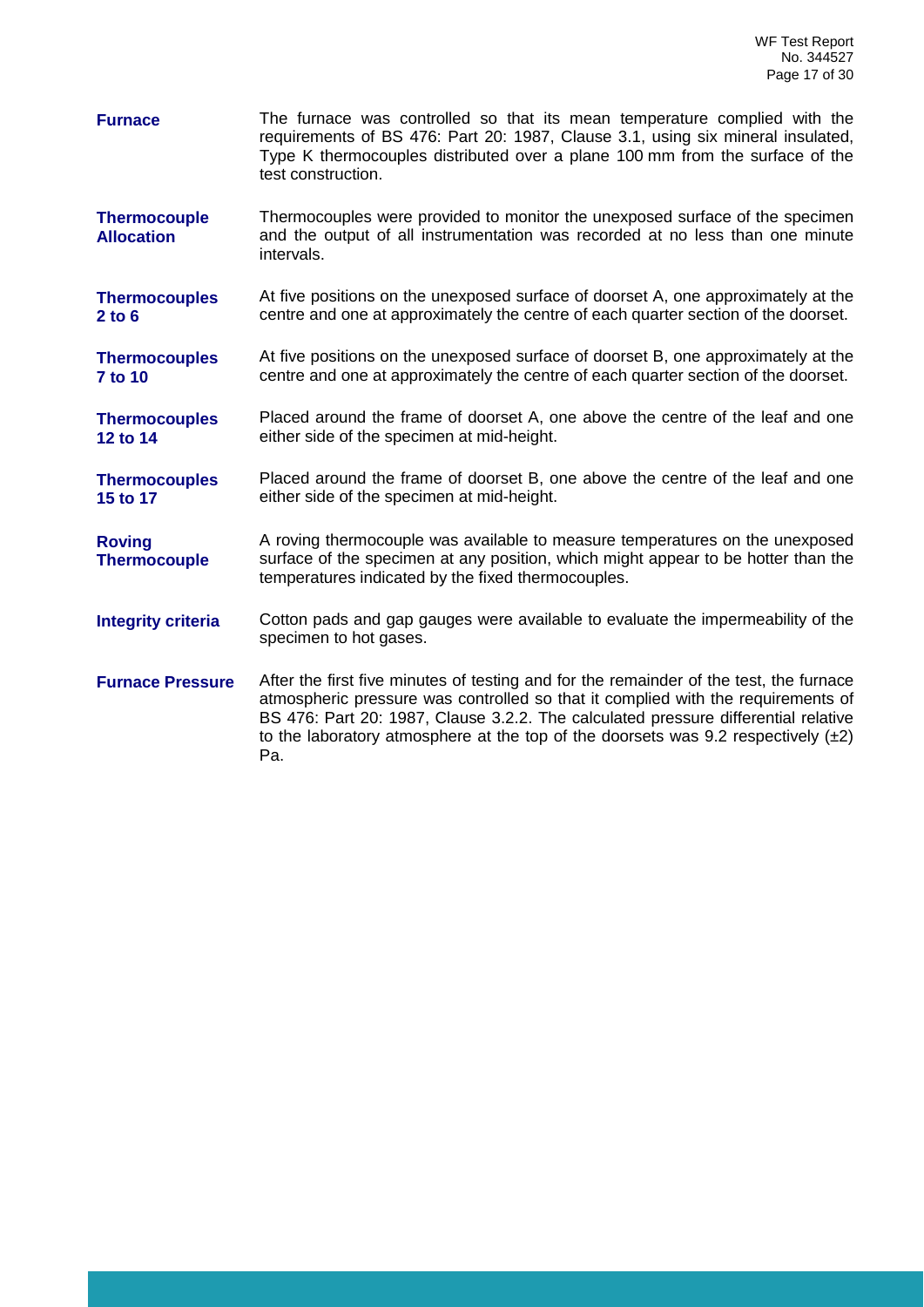**Furnace**

The furnace was controlled so that its mean temperature complied with the requirements of BS 476: Part 20: 1987, Clause 3.1, using six mineral insulated, Type K thermocouples distributed over a plane 100 mm from the surface of the test construction.

**Thermocouple Allocation**

Thermocouples were provided to monitor the unexposed surface of the specimen and the output of all instrumentation was recorded at no less than one minute intervals.

**Thermocouples 2 to 6**

At five positions on the unexposed surface of doorset A, one approximately at the centre and one at approximately the centre of each quarter section of the doorset.

**Thermocouples 7 to 10**

At five positions on the unexposed surface of doorset B, one approximately at the centre and one at approximately the centre of each quarter section of the doorset.

**Thermocouples 12 to 14**

Placed around the frame of doorset A, one above the centre of the leaf and one either side of the specimen at mid-height.

**Thermocouples 15 to 17**

Placed around the frame of doorset B, one above the centre of the leaf and one either side of the specimen at mid-height.

**Roving Thermocouple**

A roving thermocouple was available to measure temperatures on the unexposed surface of the specimen at any position, which might appear to be hotter than the temperatures indicated by the fixed thermocouples.

**Integrity criteria**

Cotton pads and gap gauges were available to evaluate the impermeability of the specimen to hot gases.

**Furnace Pressure**

After the first five minutes of testing and for the remainder of the test, the furnace atmospheric pressure was controlled so that it complied with the requirements of BS 476: Part 20: 1987, Clause 3.2.2. The calculated pressure differential relative to the laboratory atmosphere at the top of the doorsets was 9.2 respectively (±2) Pa.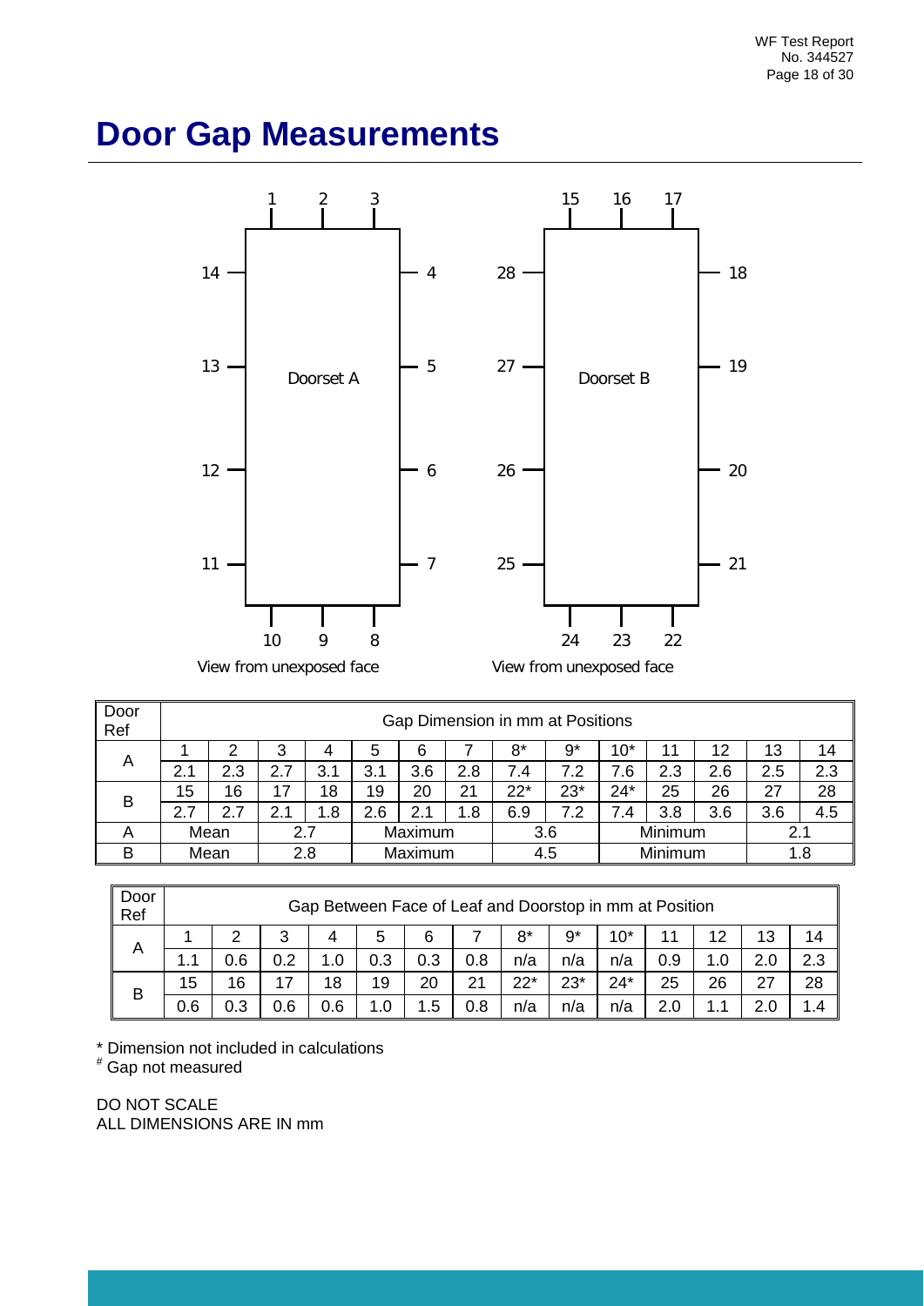# Door Gap Measurements

Doorset A — View from unexposed face

Doorset B — View from unexposed face

| Door Ref | Gap Dimension in mm at Positions | | | | | | | | | | | | | |
|---|---|---|---|---|---|---|---|---|---|---|---|---|---|---|
| A | 1 | 2 | 3 | 4 | 5 | 6 | 7 | 8* | 9* | 10* | 11 | 12 | 13 | 14 |
| | 2.1 | 2.3 | 2.7 | 3.1 | 3.1 | 3.6 | 2.8 | 7.4 | 7.2 | 7.6 | 2.3 | 2.6 | 2.5 | 2.3 |
| B | 15 | 16 | 17 | 18 | 19 | 20 | 21 | 22* | 23* | 24* | 25 | 26 | 27 | 28 |
| | 2.7 | 2.7 | 2.1 | 1.8 | 2.6 | 2.1 | 1.8 | 6.9 | 7.2 | 7.4 | 3.8 | 3.6 | 3.6 | 4.5 |
| A | Mean | | 2.7 | | Maximum | | | 3.6 | | Minimum | | | 2.1 | |
| B | Mean | | 2.8 | | Maximum | | | 4.5 | | Minimum | | | 1.8 | |

| Door Ref | Gap Between Face of Leaf and Doorstop in mm at Position | | | | | | | | | | | | | |
|---|---|---|---|---|---|---|---|---|---|---|---|---|---|---|
| A | 1 | 2 | 3 | 4 | 5 | 6 | 7 | 8* | 9* | 10* | 11 | 12 | 13 | 14 |
| | 1.1 | 0.6 | 0.2 | 1.0 | 0.3 | 0.3 | 0.8 | n/a | n/a | n/a | 0.9 | 1.0 | 2.0 | 2.3 |
| B | 15 | 16 | 17 | 18 | 19 | 20 | 21 | 22* | 23* | 24* | 25 | 26 | 27 | 28 |
| | 0.6 | 0.3 | 0.6 | 0.6 | 1.0 | 1.5 | 0.8 | n/a | n/a | n/a | 2.0 | 1.1 | 2.0 | 1.4 |

* Dimension not included in calculations

# Gap not measured

DO NOT SCALE
ALL DIMENSIONS ARE IN mm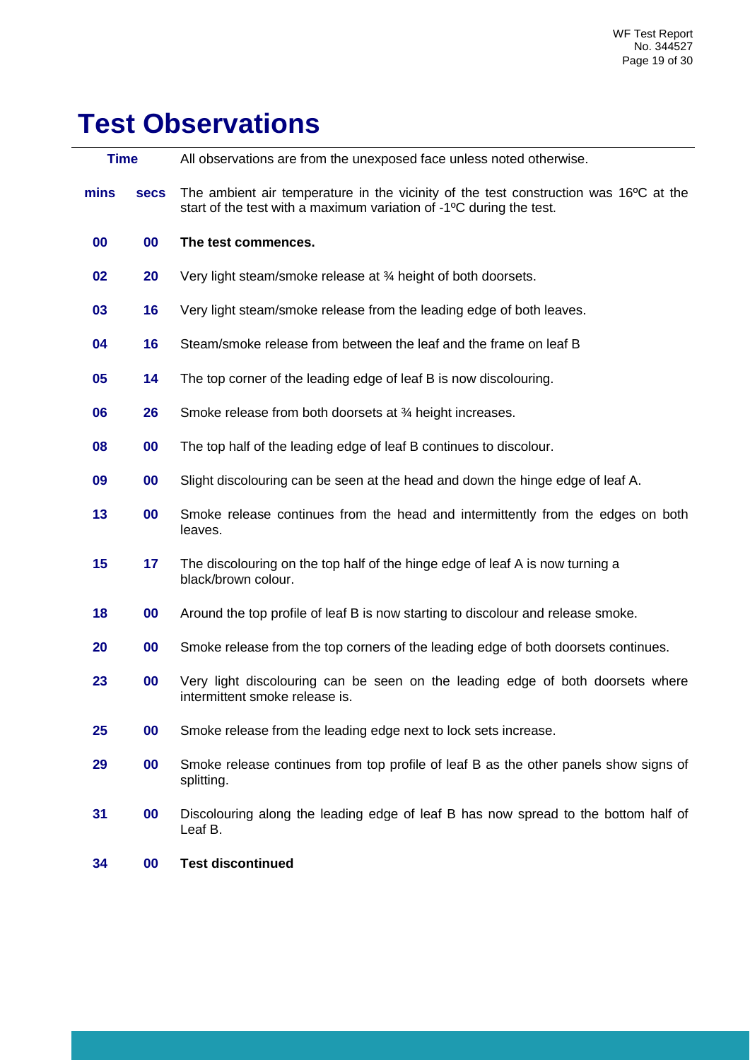# Test Observations

| Time | | All observations are from the unexposed face unless noted otherwise. |
|---|---|---|
| **mins** | **secs** | The ambient air temperature in the vicinity of the test construction was 16ºC at the start of the test with a maximum variation of -1ºC during the test. |
| **00** | **00** | **The test commences.** |
| **02** | **20** | Very light steam/smoke release at ¾ height of both doorsets. |
| **03** | **16** | Very light steam/smoke release from the leading edge of both leaves. |
| **04** | **16** | Steam/smoke release from between the leaf and the frame on leaf B |
| **05** | **14** | The top corner of the leading edge of leaf B is now discolouring. |
| **06** | **26** | Smoke release from both doorsets at ¾ height increases. |
| **08** | **00** | The top half of the leading edge of leaf B continues to discolour. |
| **09** | **00** | Slight discolouring can be seen at the head and down the hinge edge of leaf A. |
| **13** | **00** | Smoke release continues from the head and intermittently from the edges on both leaves. |
| **15** | **17** | The discolouring on the top half of the hinge edge of leaf A is now turning a black/brown colour. |
| **18** | **00** | Around the top profile of leaf B is now starting to discolour and release smoke. |
| **20** | **00** | Smoke release from the top corners of the leading edge of both doorsets continues. |
| **23** | **00** | Very light discolouring can be seen on the leading edge of both doorsets where intermittent smoke release is. |
| **25** | **00** | Smoke release from the leading edge next to lock sets increase. |
| **29** | **00** | Smoke release continues from top profile of leaf B as the other panels show signs of splitting. |
| **31** | **00** | Discolouring along the leading edge of leaf B has now spread to the bottom half of Leaf B. |
| **34** | **00** | **Test discontinued** |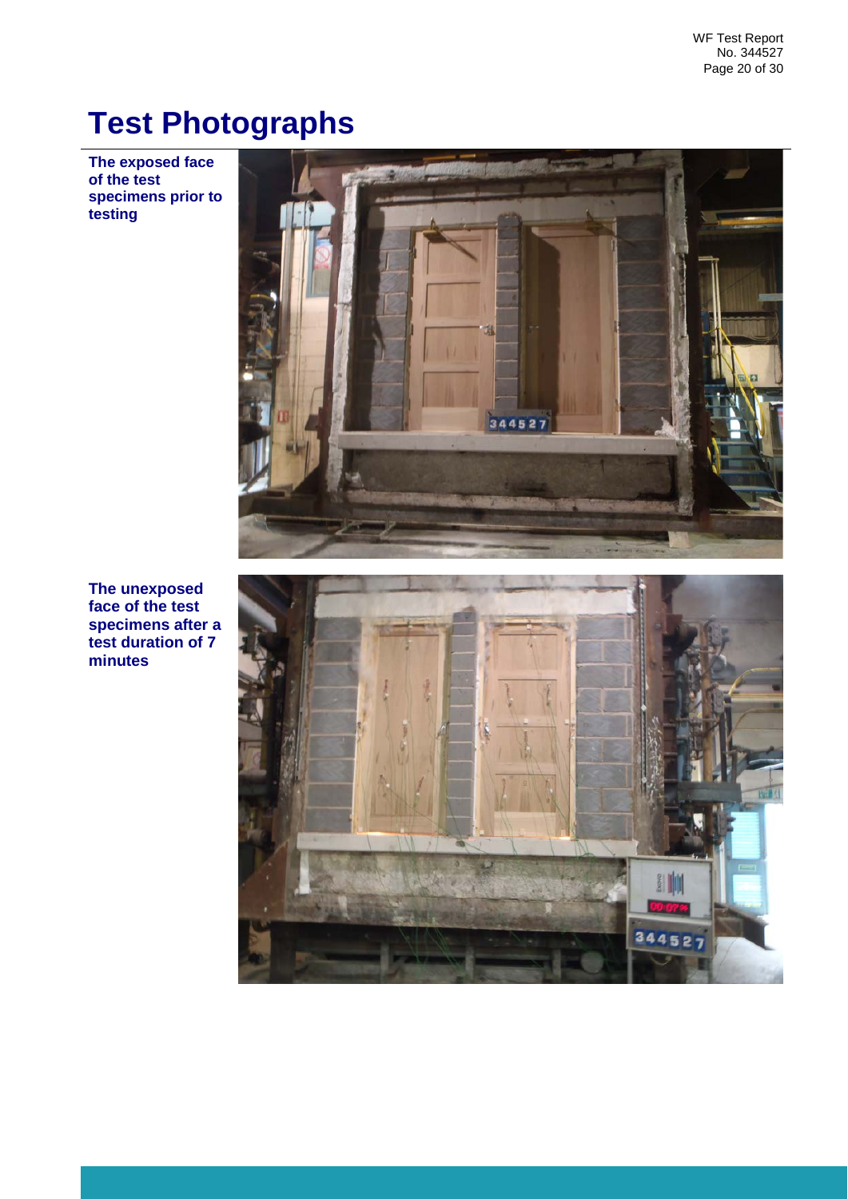# Test Photographs

**The exposed face of the test specimens prior to testing**

**The unexposed face of the test specimens after a test duration of 7 minutes**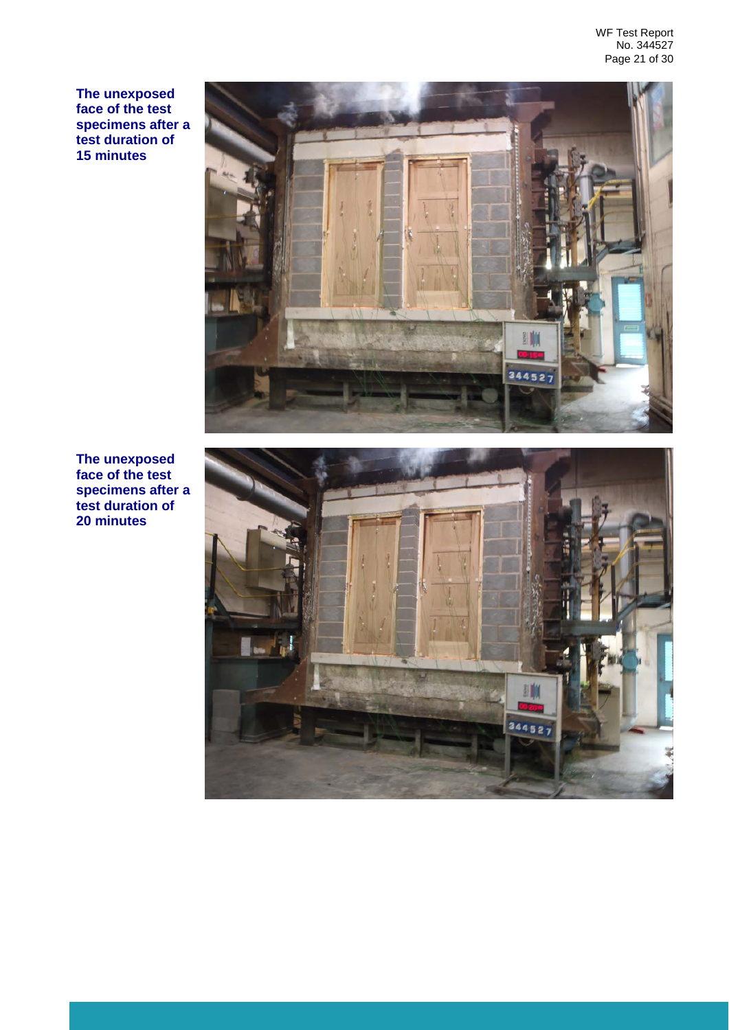**The unexposed face of the test specimens after a test duration of 15 minutes**

**The unexposed face of the test specimens after a test duration of 20 minutes**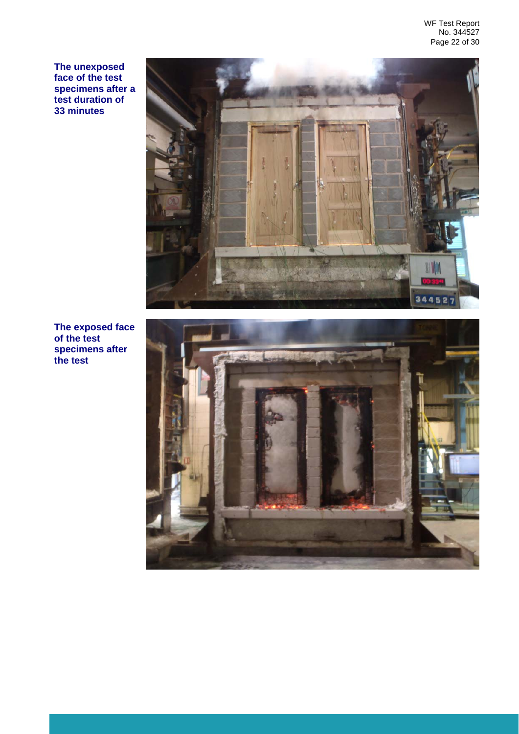**The unexposed face of the test specimens after a test duration of 33 minutes**

**The exposed face of the test specimens after the test**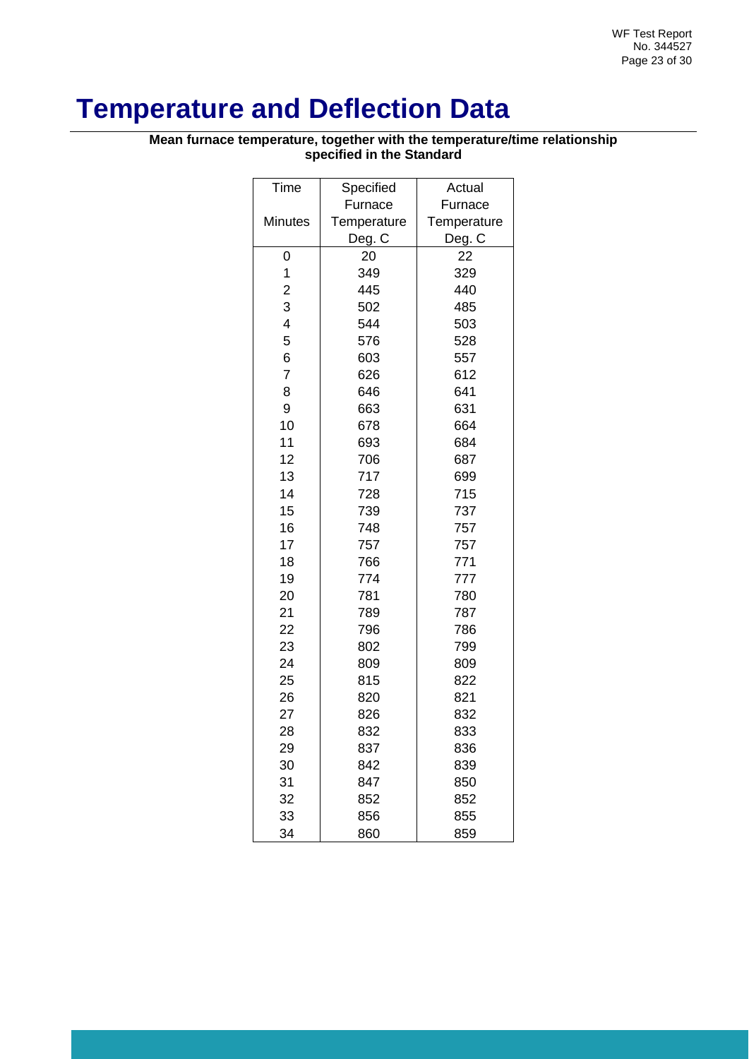# Temperature and Deflection Data

**Mean furnace temperature, together with the temperature/time relationship specified in the Standard**

| Time<br><br>Minutes | Specified Furnace Temperature Deg. C | Actual Furnace Temperature Deg. C |
|---|---|---|
| 0 | 20 | 22 |
| 1 | 349 | 329 |
| 2 | 445 | 440 |
| 3 | 502 | 485 |
| 4 | 544 | 503 |
| 5 | 576 | 528 |
| 6 | 603 | 557 |
| 7 | 626 | 612 |
| 8 | 646 | 641 |
| 9 | 663 | 631 |
| 10 | 678 | 664 |
| 11 | 693 | 684 |
| 12 | 706 | 687 |
| 13 | 717 | 699 |
| 14 | 728 | 715 |
| 15 | 739 | 737 |
| 16 | 748 | 757 |
| 17 | 757 | 757 |
| 18 | 766 | 771 |
| 19 | 774 | 777 |
| 20 | 781 | 780 |
| 21 | 789 | 787 |
| 22 | 796 | 786 |
| 23 | 802 | 799 |
| 24 | 809 | 809 |
| 25 | 815 | 822 |
| 26 | 820 | 821 |
| 27 | 826 | 832 |
| 28 | 832 | 833 |
| 29 | 837 | 836 |
| 30 | 842 | 839 |
| 31 | 847 | 850 |
| 32 | 852 | 852 |
| 33 | 856 | 855 |
| 34 | 860 | 859 |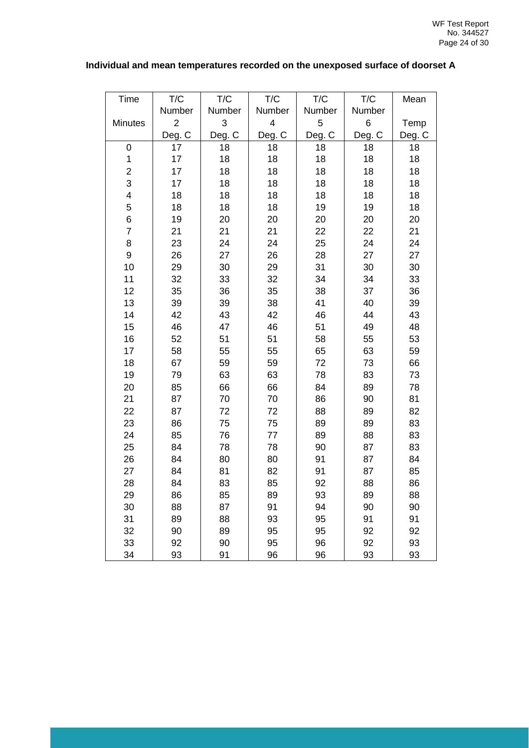**Individual and mean temperatures recorded on the unexposed surface of doorset A**

| Time<br>Minutes | T/C Number 2<br>Deg. C | T/C Number 3<br>Deg. C | T/C Number 4<br>Deg. C | T/C Number 5<br>Deg. C | T/C Number 6<br>Deg. C | Mean Temp<br>Deg. C |
|---|---|---|---|---|---|---|
| 0 | 17 | 18 | 18 | 18 | 18 | 18 |
| 1 | 17 | 18 | 18 | 18 | 18 | 18 |
| 2 | 17 | 18 | 18 | 18 | 18 | 18 |
| 3 | 17 | 18 | 18 | 18 | 18 | 18 |
| 4 | 18 | 18 | 18 | 18 | 18 | 18 |
| 5 | 18 | 18 | 18 | 19 | 19 | 18 |
| 6 | 19 | 20 | 20 | 20 | 20 | 20 |
| 7 | 21 | 21 | 21 | 22 | 22 | 21 |
| 8 | 23 | 24 | 24 | 25 | 24 | 24 |
| 9 | 26 | 27 | 26 | 28 | 27 | 27 |
| 10 | 29 | 30 | 29 | 31 | 30 | 30 |
| 11 | 32 | 33 | 32 | 34 | 34 | 33 |
| 12 | 35 | 36 | 35 | 38 | 37 | 36 |
| 13 | 39 | 39 | 38 | 41 | 40 | 39 |
| 14 | 42 | 43 | 42 | 46 | 44 | 43 |
| 15 | 46 | 47 | 46 | 51 | 49 | 48 |
| 16 | 52 | 51 | 51 | 58 | 55 | 53 |
| 17 | 58 | 55 | 55 | 65 | 63 | 59 |
| 18 | 67 | 59 | 59 | 72 | 73 | 66 |
| 19 | 79 | 63 | 63 | 78 | 83 | 73 |
| 20 | 85 | 66 | 66 | 84 | 89 | 78 |
| 21 | 87 | 70 | 70 | 86 | 90 | 81 |
| 22 | 87 | 72 | 72 | 88 | 89 | 82 |
| 23 | 86 | 75 | 75 | 89 | 89 | 83 |
| 24 | 85 | 76 | 77 | 89 | 88 | 83 |
| 25 | 84 | 78 | 78 | 90 | 87 | 83 |
| 26 | 84 | 80 | 80 | 91 | 87 | 84 |
| 27 | 84 | 81 | 82 | 91 | 87 | 85 |
| 28 | 84 | 83 | 85 | 92 | 88 | 86 |
| 29 | 86 | 85 | 89 | 93 | 89 | 88 |
| 30 | 88 | 87 | 91 | 94 | 90 | 90 |
| 31 | 89 | 88 | 93 | 95 | 91 | 91 |
| 32 | 90 | 89 | 95 | 95 | 92 | 92 |
| 33 | 92 | 90 | 95 | 96 | 92 | 93 |
| 34 | 93 | 91 | 96 | 96 | 93 | 93 |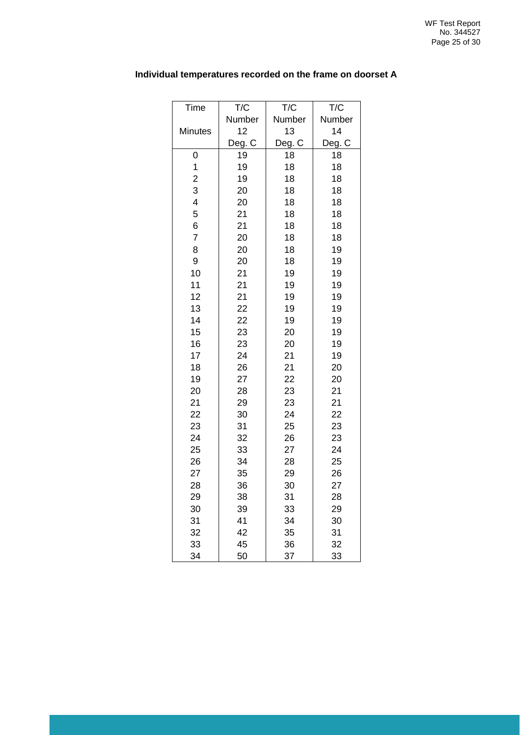**Individual temperatures recorded on the frame on doorset A**

| Time<br><br>Minutes | T/C<br>Number<br>12<br>Deg. C | T/C<br>Number<br>13<br>Deg. C | T/C<br>Number<br>14<br>Deg. C |
|---|---|---|---|
| 0 | 19 | 18 | 18 |
| 1 | 19 | 18 | 18 |
| 2 | 19 | 18 | 18 |
| 3 | 20 | 18 | 18 |
| 4 | 20 | 18 | 18 |
| 5 | 21 | 18 | 18 |
| 6 | 21 | 18 | 18 |
| 7 | 20 | 18 | 18 |
| 8 | 20 | 18 | 19 |
| 9 | 20 | 18 | 19 |
| 10 | 21 | 19 | 19 |
| 11 | 21 | 19 | 19 |
| 12 | 21 | 19 | 19 |
| 13 | 22 | 19 | 19 |
| 14 | 22 | 19 | 19 |
| 15 | 23 | 20 | 19 |
| 16 | 23 | 20 | 19 |
| 17 | 24 | 21 | 19 |
| 18 | 26 | 21 | 20 |
| 19 | 27 | 22 | 20 |
| 20 | 28 | 23 | 21 |
| 21 | 29 | 23 | 21 |
| 22 | 30 | 24 | 22 |
| 23 | 31 | 25 | 23 |
| 24 | 32 | 26 | 23 |
| 25 | 33 | 27 | 24 |
| 26 | 34 | 28 | 25 |
| 27 | 35 | 29 | 26 |
| 28 | 36 | 30 | 27 |
| 29 | 38 | 31 | 28 |
| 30 | 39 | 33 | 29 |
| 31 | 41 | 34 | 30 |
| 32 | 42 | 35 | 31 |
| 33 | 45 | 36 | 32 |
| 34 | 50 | 37 | 33 |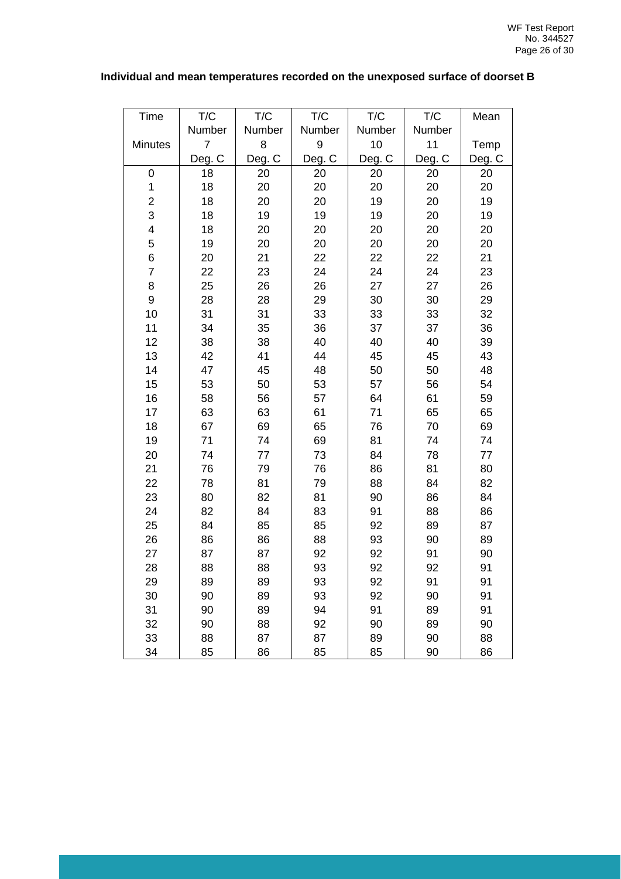**Individual and mean temperatures recorded on the unexposed surface of doorset B**

| Time Minutes | T/C Number 7 Deg. C | T/C Number 8 Deg. C | T/C Number 9 Deg. C | T/C Number 10 Deg. C | T/C Number 11 Deg. C | Mean Temp Deg. C |
|---|---|---|---|---|---|---|
| 0 | 18 | 20 | 20 | 20 | 20 | 20 |
| 1 | 18 | 20 | 20 | 20 | 20 | 20 |
| 2 | 18 | 20 | 20 | 19 | 20 | 19 |
| 3 | 18 | 19 | 19 | 19 | 20 | 19 |
| 4 | 18 | 20 | 20 | 20 | 20 | 20 |
| 5 | 19 | 20 | 20 | 20 | 20 | 20 |
| 6 | 20 | 21 | 22 | 22 | 22 | 21 |
| 7 | 22 | 23 | 24 | 24 | 24 | 23 |
| 8 | 25 | 26 | 26 | 27 | 27 | 26 |
| 9 | 28 | 28 | 29 | 30 | 30 | 29 |
| 10 | 31 | 31 | 33 | 33 | 33 | 32 |
| 11 | 34 | 35 | 36 | 37 | 37 | 36 |
| 12 | 38 | 38 | 40 | 40 | 40 | 39 |
| 13 | 42 | 41 | 44 | 45 | 45 | 43 |
| 14 | 47 | 45 | 48 | 50 | 50 | 48 |
| 15 | 53 | 50 | 53 | 57 | 56 | 54 |
| 16 | 58 | 56 | 57 | 64 | 61 | 59 |
| 17 | 63 | 63 | 61 | 71 | 65 | 65 |
| 18 | 67 | 69 | 65 | 76 | 70 | 69 |
| 19 | 71 | 74 | 69 | 81 | 74 | 74 |
| 20 | 74 | 77 | 73 | 84 | 78 | 77 |
| 21 | 76 | 79 | 76 | 86 | 81 | 80 |
| 22 | 78 | 81 | 79 | 88 | 84 | 82 |
| 23 | 80 | 82 | 81 | 90 | 86 | 84 |
| 24 | 82 | 84 | 83 | 91 | 88 | 86 |
| 25 | 84 | 85 | 85 | 92 | 89 | 87 |
| 26 | 86 | 86 | 88 | 93 | 90 | 89 |
| 27 | 87 | 87 | 92 | 92 | 91 | 90 |
| 28 | 88 | 88 | 93 | 92 | 92 | 91 |
| 29 | 89 | 89 | 93 | 92 | 91 | 91 |
| 30 | 90 | 89 | 93 | 92 | 90 | 91 |
| 31 | 90 | 89 | 94 | 91 | 89 | 91 |
| 32 | 90 | 88 | 92 | 90 | 89 | 90 |
| 33 | 88 | 87 | 87 | 89 | 90 | 88 |
| 34 | 85 | 86 | 85 | 85 | 90 | 86 |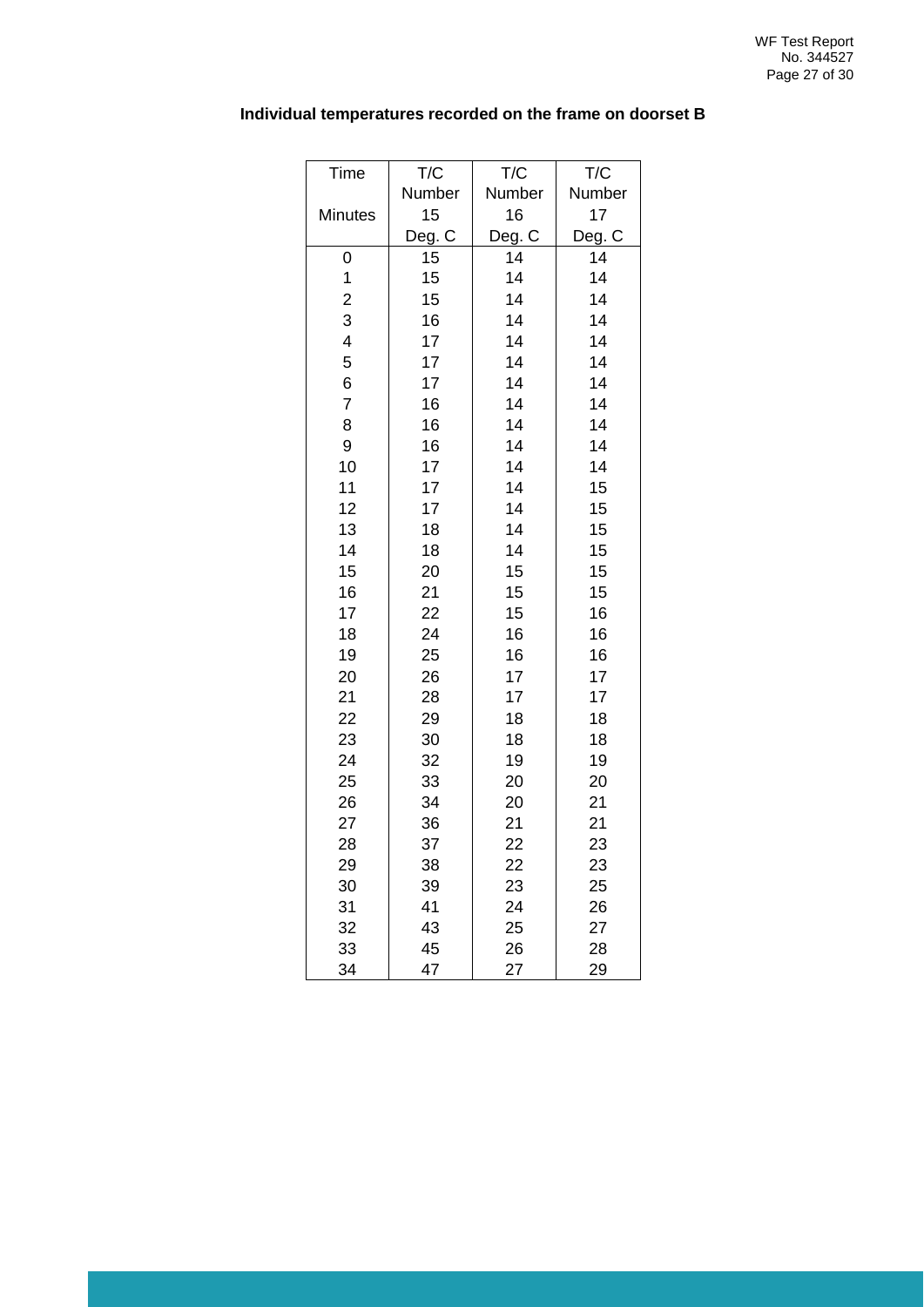**Individual temperatures recorded on the frame on doorset B**

| Time<br>Minutes | T/C Number 15<br>Deg. C | T/C Number 16<br>Deg. C | T/C Number 17<br>Deg. C |
|---|---|---|---|
| 0 | 15 | 14 | 14 |
| 1 | 15 | 14 | 14 |
| 2 | 15 | 14 | 14 |
| 3 | 16 | 14 | 14 |
| 4 | 17 | 14 | 14 |
| 5 | 17 | 14 | 14 |
| 6 | 17 | 14 | 14 |
| 7 | 16 | 14 | 14 |
| 8 | 16 | 14 | 14 |
| 9 | 16 | 14 | 14 |
| 10 | 17 | 14 | 14 |
| 11 | 17 | 14 | 15 |
| 12 | 17 | 14 | 15 |
| 13 | 18 | 14 | 15 |
| 14 | 18 | 14 | 15 |
| 15 | 20 | 15 | 15 |
| 16 | 21 | 15 | 15 |
| 17 | 22 | 15 | 16 |
| 18 | 24 | 16 | 16 |
| 19 | 25 | 16 | 16 |
| 20 | 26 | 17 | 17 |
| 21 | 28 | 17 | 17 |
| 22 | 29 | 18 | 18 |
| 23 | 30 | 18 | 18 |
| 24 | 32 | 19 | 19 |
| 25 | 33 | 20 | 20 |
| 26 | 34 | 20 | 21 |
| 27 | 36 | 21 | 21 |
| 28 | 37 | 22 | 23 |
| 29 | 38 | 22 | 23 |
| 30 | 39 | 23 | 25 |
| 31 | 41 | 24 | 26 |
| 32 | 43 | 25 | 27 |
| 33 | 45 | 26 | 28 |
| 34 | 47 | 27 | 29 |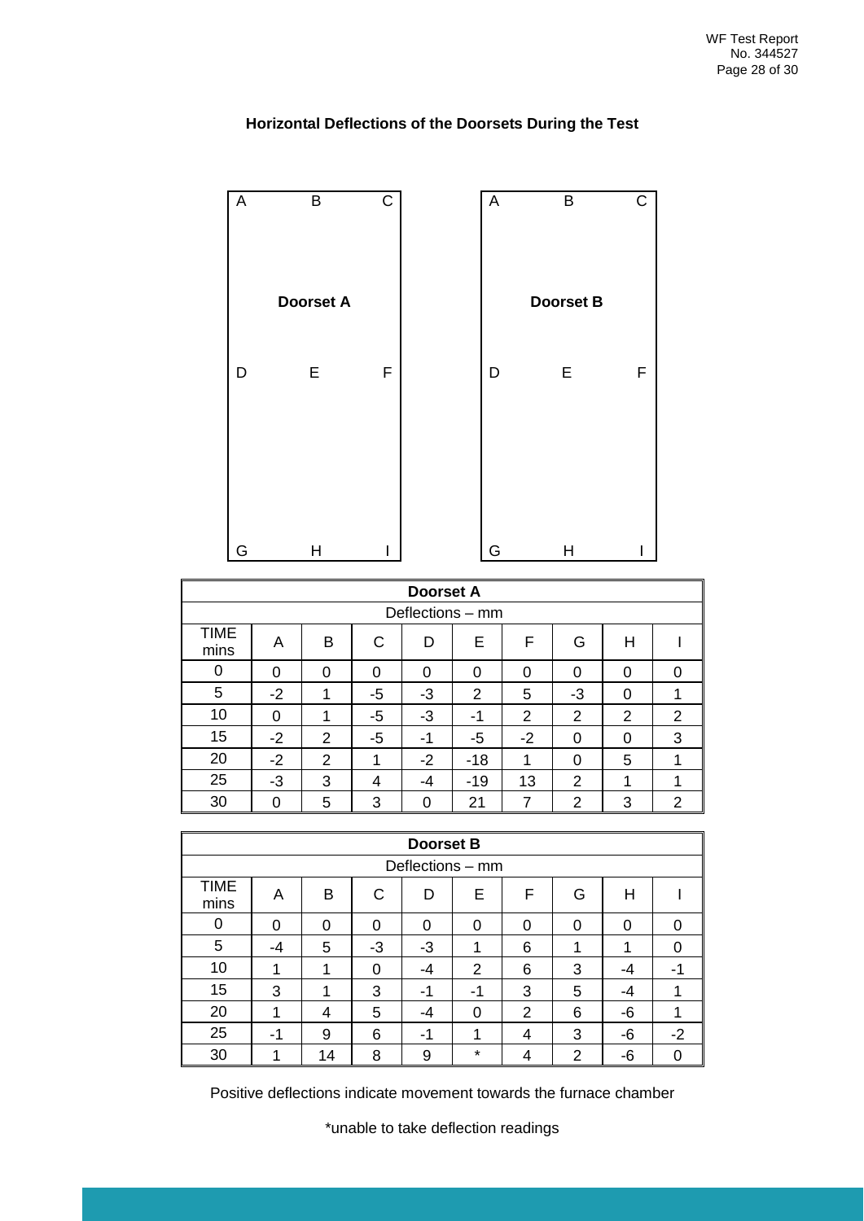## Horizontal Deflections of the Doorsets During the Test

| A | B | C |
|---|---|---|
| | **Doorset A** | |
| D | E | F |
| G | H | I |

| A | B | C |
|---|---|---|
| | **Doorset B** | |
| D | E | F |
| G | H | I |

**Doorset A**

Deflections – mm

| TIME mins | A | B | C | D | E | F | G | H | I |
|---|---|---|---|---|---|---|---|---|---|
| 0 | 0 | 0 | 0 | 0 | 0 | 0 | 0 | 0 | 0 |
| 5 | -2 | 1 | -5 | -3 | 2 | 5 | -3 | 0 | 1 |
| 10 | 0 | 1 | -5 | -3 | -1 | 2 | 2 | 2 | 2 |
| 15 | -2 | 2 | -5 | -1 | -5 | -2 | 0 | 0 | 3 |
| 20 | -2 | 2 | 1 | -2 | -18 | 1 | 0 | 5 | 1 |
| 25 | -3 | 3 | 4 | -4 | -19 | 13 | 2 | 1 | 1 |
| 30 | 0 | 5 | 3 | 0 | 21 | 7 | 2 | 3 | 2 |

**Doorset B**

Deflections – mm

| TIME mins | A | B | C | D | E | F | G | H | I |
|---|---|---|---|---|---|---|---|---|---|
| 0 | 0 | 0 | 0 | 0 | 0 | 0 | 0 | 0 | 0 |
| 5 | -4 | 5 | -3 | -3 | 1 | 6 | 1 | 1 | 0 |
| 10 | 1 | 1 | 0 | -4 | 2 | 6 | 3 | -4 | -1 |
| 15 | 3 | 1 | 3 | -1 | -1 | 3 | 5 | -4 | 1 |
| 20 | 1 | 4 | 5 | -4 | 0 | 2 | 6 | -6 | 1 |
| 25 | -1 | 9 | 6 | -1 | 1 | 4 | 3 | -6 | -2 |
| 30 | 1 | 14 | 8 | 9 | * | 4 | 2 | -6 | 0 |

Positive deflections indicate movement towards the furnace chamber

*unable to take deflection readings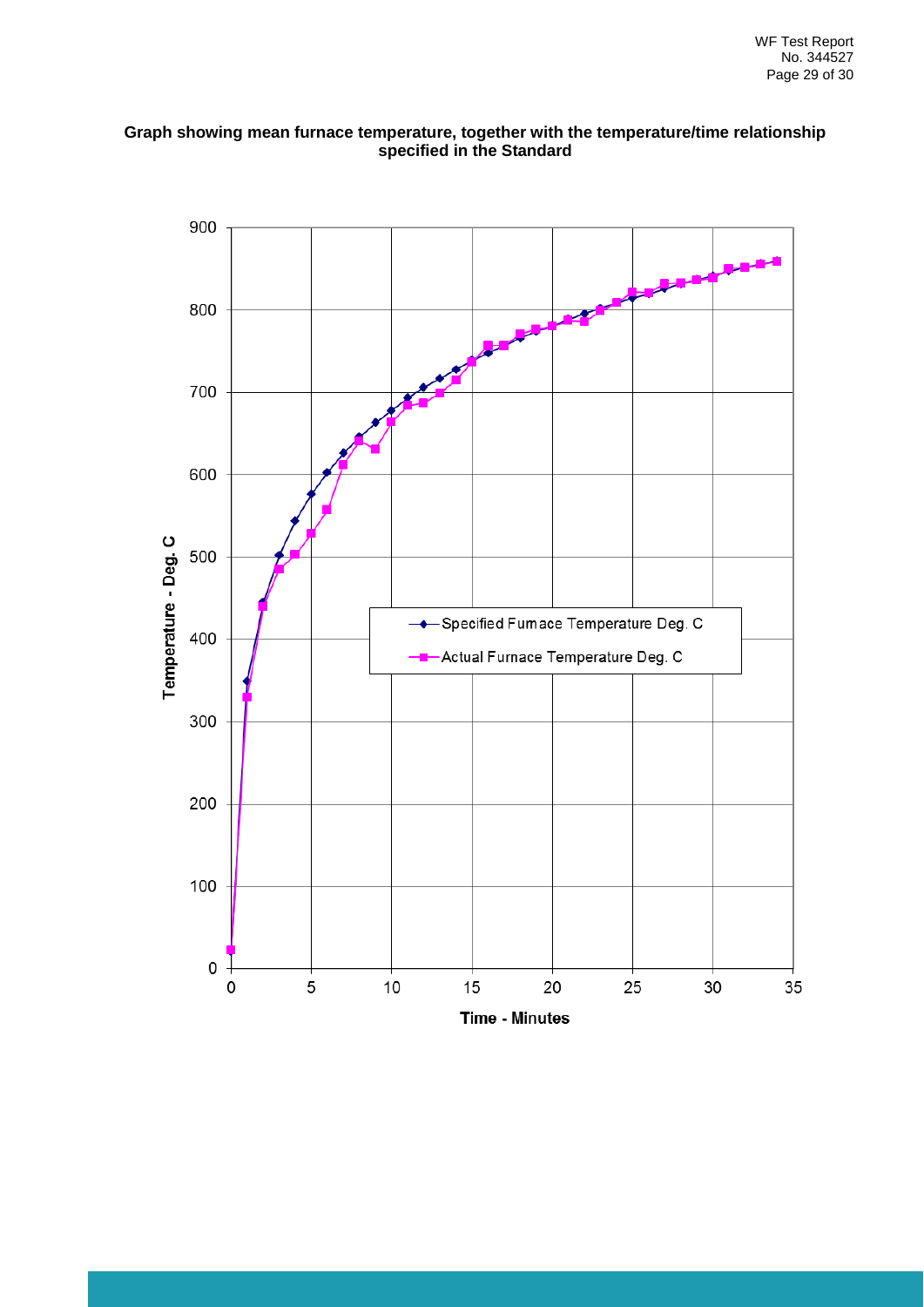**Graph showing mean furnace temperature, together with the temperature/time relationship specified in the Standard**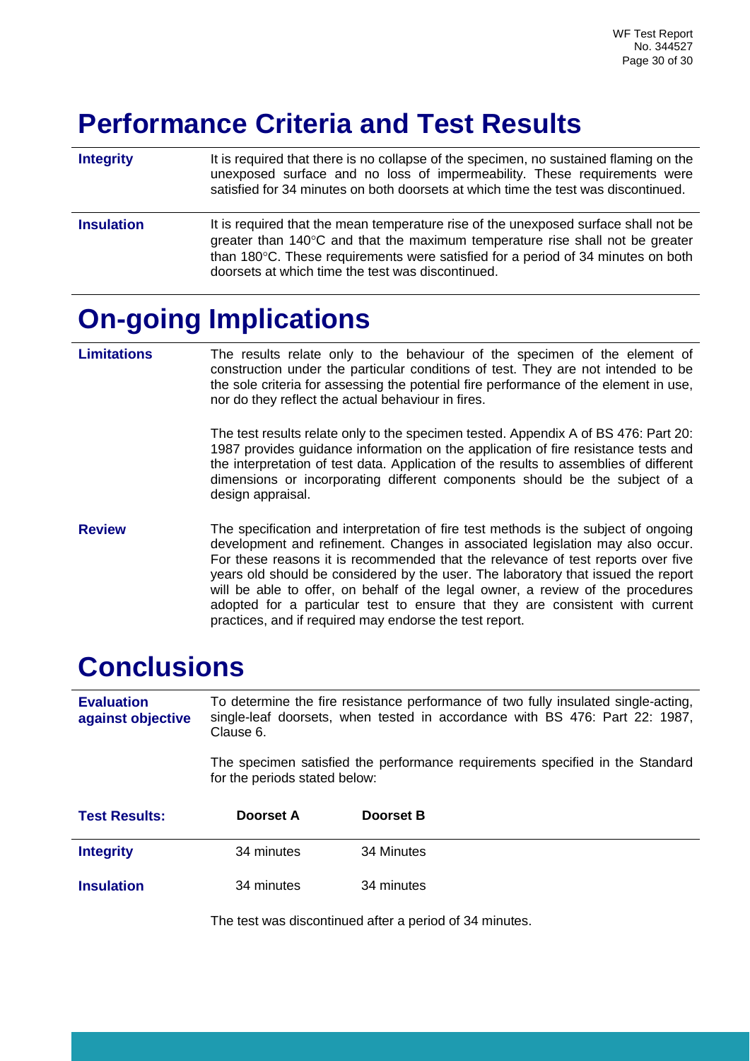# Performance Criteria and Test Results

**Integrity**

It is required that there is no collapse of the specimen, no sustained flaming on the unexposed surface and no loss of impermeability. These requirements were satisfied for 34 minutes on both doorsets at which time the test was discontinued.

**Insulation**

It is required that the mean temperature rise of the unexposed surface shall not be greater than 140°C and that the maximum temperature rise shall not be greater than 180°C. These requirements were satisfied for a period of 34 minutes on both doorsets at which time the test was discontinued.

# On-going Implications

**Limitations**

The results relate only to the behaviour of the specimen of the element of construction under the particular conditions of test. They are not intended to be the sole criteria for assessing the potential fire performance of the element in use, nor do they reflect the actual behaviour in fires.

The test results relate only to the specimen tested. Appendix A of BS 476: Part 20: 1987 provides guidance information on the application of fire resistance tests and the interpretation of test data. Application of the results to assemblies of different dimensions or incorporating different components should be the subject of a design appraisal.

**Review**

The specification and interpretation of fire test methods is the subject of ongoing development and refinement. Changes in associated legislation may also occur. For these reasons it is recommended that the relevance of test reports over five years old should be considered by the user. The laboratory that issued the report will be able to offer, on behalf of the legal owner, a review of the procedures adopted for a particular test to ensure that they are consistent with current practices, and if required may endorse the test report.

# Conclusions

**Evaluation against objective**

To determine the fire resistance performance of two fully insulated single-acting, single-leaf doorsets, when tested in accordance with BS 476: Part 22: 1987, Clause 6.

The specimen satisfied the performance requirements specified in the Standard for the periods stated below:

| Test Results: | Doorset A | Doorset B |
|---|---|---|
| Integrity | 34 minutes | 34 Minutes |
| Insulation | 34 minutes | 34 minutes |

The test was discontinued after a period of 34 minutes.